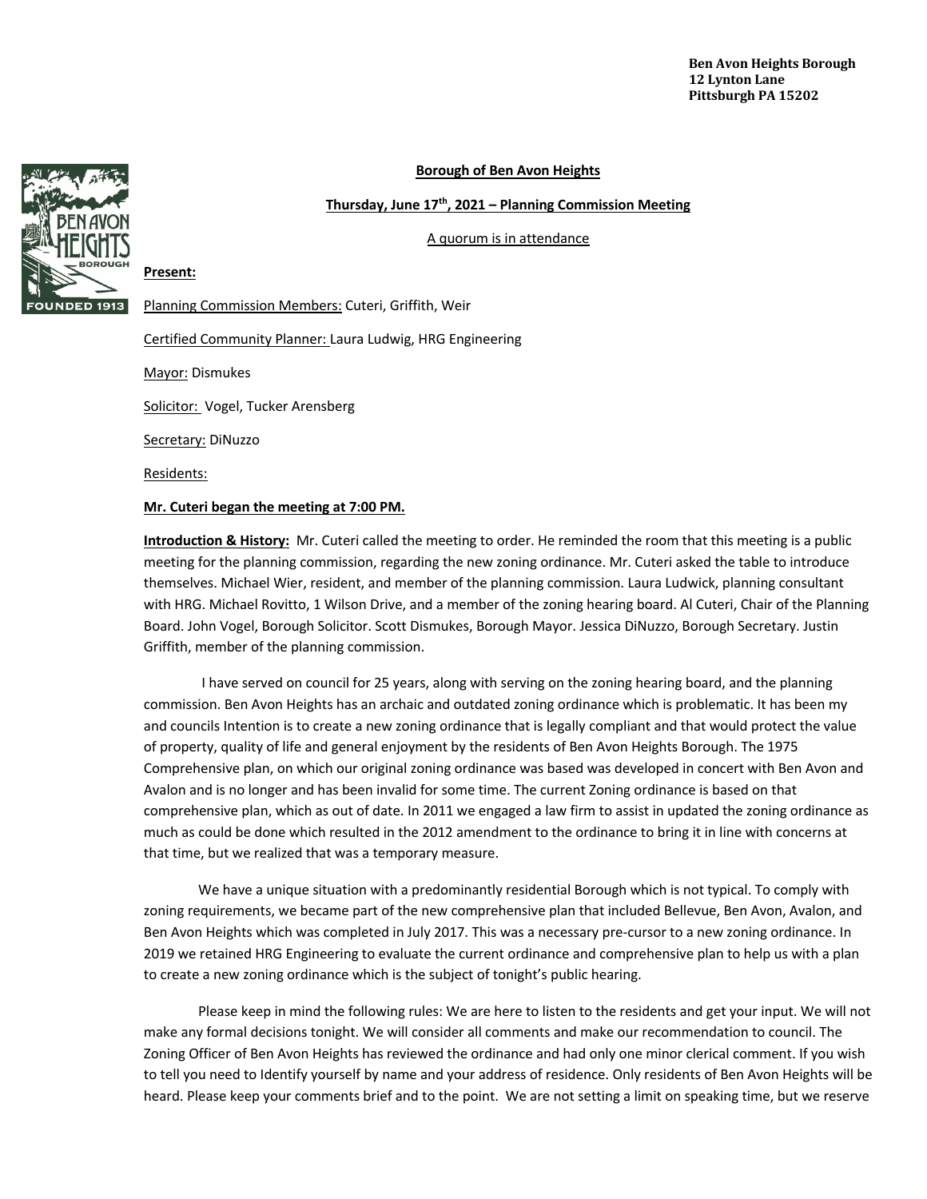**Ben Avon Heights Borough**
**12 Lynton Lane**
**Pittsburgh PA 15202**

**Borough of Ben Avon Heights**

**Thursday, June 17th, 2021 – Planning Commission Meeting**

A quorum is in attendance

**Present:**

Planning Commission Members: Cuteri, Griffith, Weir

Certified Community Planner: Laura Ludwig, HRG Engineering

Mayor: Dismukes

Solicitor: Vogel, Tucker Arensberg

Secretary: DiNuzzo

Residents:

**Mr. Cuteri began the meeting at 7:00 PM.**

**Introduction & History:** Mr. Cuteri called the meeting to order. He reminded the room that this meeting is a public meeting for the planning commission, regarding the new zoning ordinance. Mr. Cuteri asked the table to introduce themselves. Michael Wier, resident, and member of the planning commission. Laura Ludwick, planning consultant with HRG. Michael Rovitto, 1 Wilson Drive, and a member of the zoning hearing board. Al Cuteri, Chair of the Planning Board. John Vogel, Borough Solicitor. Scott Dismukes, Borough Mayor. Jessica DiNuzzo, Borough Secretary. Justin Griffith, member of the planning commission.

I have served on council for 25 years, along with serving on the zoning hearing board, and the planning commission. Ben Avon Heights has an archaic and outdated zoning ordinance which is problematic. It has been my and councils Intention is to create a new zoning ordinance that is legally compliant and that would protect the value of property, quality of life and general enjoyment by the residents of Ben Avon Heights Borough. The 1975 Comprehensive plan, on which our original zoning ordinance was based was developed in concert with Ben Avon and Avalon and is no longer and has been invalid for some time. The current Zoning ordinance is based on that comprehensive plan, which as out of date. In 2011 we engaged a law firm to assist in updated the zoning ordinance as much as could be done which resulted in the 2012 amendment to the ordinance to bring it in line with concerns at that time, but we realized that was a temporary measure.

We have a unique situation with a predominantly residential Borough which is not typical. To comply with zoning requirements, we became part of the new comprehensive plan that included Bellevue, Ben Avon, Avalon, and Ben Avon Heights which was completed in July 2017. This was a necessary pre-cursor to a new zoning ordinance. In 2019 we retained HRG Engineering to evaluate the current ordinance and comprehensive plan to help us with a plan to create a new zoning ordinance which is the subject of tonight's public hearing.

Please keep in mind the following rules: We are here to listen to the residents and get your input. We will not make any formal decisions tonight. We will consider all comments and make our recommendation to council. The Zoning Officer of Ben Avon Heights has reviewed the ordinance and had only one minor clerical comment. If you wish to tell you need to Identify yourself by name and your address of residence. Only residents of Ben Avon Heights will be heard. Please keep your comments brief and to the point. We are not setting a limit on speaking time, but we reserve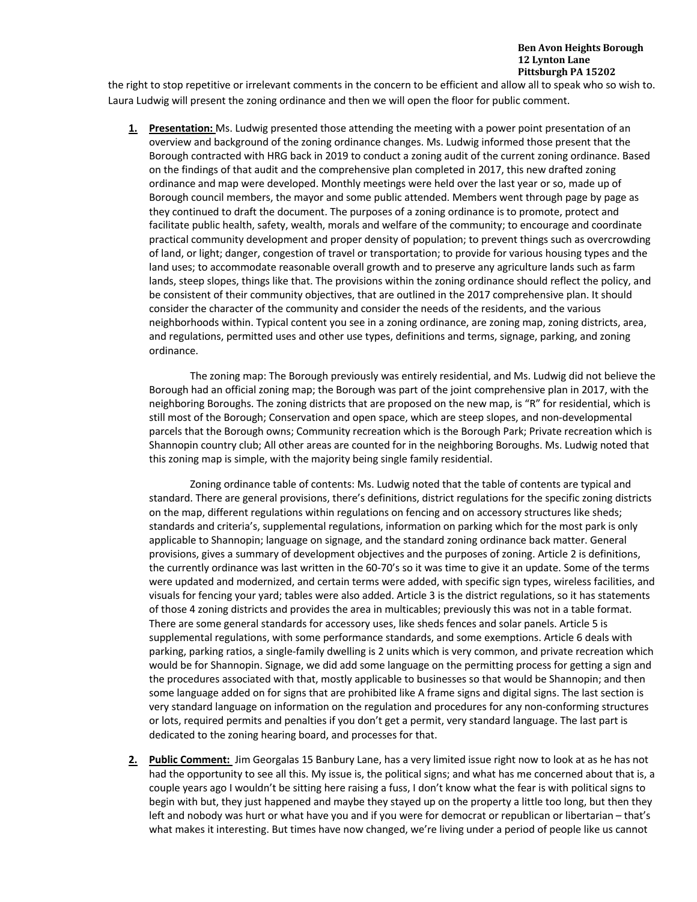the right to stop repetitive or irrelevant comments in the concern to be efficient and allow all to speak who so wish to. Laura Ludwig will present the zoning ordinance and then we will open the floor for public comment.

1. **Presentation:** Ms. Ludwig presented those attending the meeting with a power point presentation of an overview and background of the zoning ordinance changes. Ms. Ludwig informed those present that the Borough contracted with HRG back in 2019 to conduct a zoning audit of the current zoning ordinance. Based on the findings of that audit and the comprehensive plan completed in 2017, this new drafted zoning ordinance and map were developed. Monthly meetings were held over the last year or so, made up of Borough council members, the mayor and some public attended. Members went through page by page as they continued to draft the document. The purposes of a zoning ordinance is to promote, protect and facilitate public health, safety, wealth, morals and welfare of the community; to encourage and coordinate practical community development and proper density of population; to prevent things such as overcrowding of land, or light; danger, congestion of travel or transportation; to provide for various housing types and the land uses; to accommodate reasonable overall growth and to preserve any agriculture lands such as farm lands, steep slopes, things like that. The provisions within the zoning ordinance should reflect the policy, and be consistent of their community objectives, that are outlined in the 2017 comprehensive plan. It should consider the character of the community and consider the needs of the residents, and the various neighborhoods within. Typical content you see in a zoning ordinance, are zoning map, zoning districts, area, and regulations, permitted uses and other use types, definitions and terms, signage, parking, and zoning ordinance.

   The zoning map: The Borough previously was entirely residential, and Ms. Ludwig did not believe the Borough had an official zoning map; the Borough was part of the joint comprehensive plan in 2017, with the neighboring Boroughs. The zoning districts that are proposed on the new map, is "R" for residential, which is still most of the Borough; Conservation and open space, which are steep slopes, and non-developmental parcels that the Borough owns; Community recreation which is the Borough Park; Private recreation which is Shannopin country club; All other areas are counted for in the neighboring Boroughs. Ms. Ludwig noted that this zoning map is simple, with the majority being single family residential.

   Zoning ordinance table of contents: Ms. Ludwig noted that the table of contents are typical and standard. There are general provisions, there's definitions, district regulations for the specific zoning districts on the map, different regulations within regulations on fencing and on accessory structures like sheds; standards and criteria's, supplemental regulations, information on parking which for the most park is only applicable to Shannopin; language on signage, and the standard zoning ordinance back matter. General provisions, gives a summary of development objectives and the purposes of zoning. Article 2 is definitions, the currently ordinance was last written in the 60-70's so it was time to give it an update. Some of the terms were updated and modernized, and certain terms were added, with specific sign types, wireless facilities, and visuals for fencing your yard; tables were also added. Article 3 is the district regulations, so it has statements of those 4 zoning districts and provides the area in multicables; previously this was not in a table format. There are some general standards for accessory uses, like sheds fences and solar panels. Article 5 is supplemental regulations, with some performance standards, and some exemptions. Article 6 deals with parking, parking ratios, a single-family dwelling is 2 units which is very common, and private recreation which would be for Shannopin. Signage, we did add some language on the permitting process for getting a sign and the procedures associated with that, mostly applicable to businesses so that would be Shannopin; and then some language added on for signs that are prohibited like A frame signs and digital signs. The last section is very standard language on information on the regulation and procedures for any non-conforming structures or lots, required permits and penalties if you don't get a permit, very standard language. The last part is dedicated to the zoning hearing board, and processes for that.

2. **Public Comment:** Jim Georgalas 15 Banbury Lane, has a very limited issue right now to look at as he has not had the opportunity to see all this. My issue is, the political signs; and what has me concerned about that is, a couple years ago I wouldn't be sitting here raising a fuss, I don't know what the fear is with political signs to begin with but, they just happened and maybe they stayed up on the property a little too long, but then they left and nobody was hurt or what have you and if you were for democrat or republican or libertarian – that's what makes it interesting. But times have now changed, we're living under a period of people like us cannot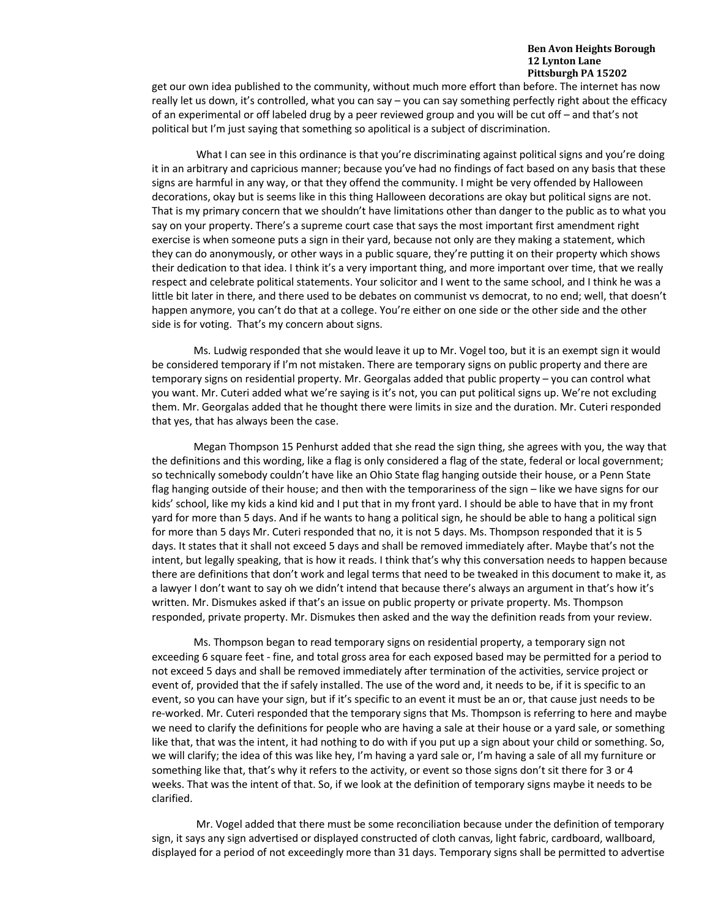get our own idea published to the community, without much more effort than before. The internet has now really let us down, it's controlled, what you can say – you can say something perfectly right about the efficacy of an experimental or off labeled drug by a peer reviewed group and you will be cut off – and that's not political but I'm just saying that something so apolitical is a subject of discrimination.

What I can see in this ordinance is that you're discriminating against political signs and you're doing it in an arbitrary and capricious manner; because you've had no findings of fact based on any basis that these signs are harmful in any way, or that they offend the community. I might be very offended by Halloween decorations, okay but is seems like in this thing Halloween decorations are okay but political signs are not. That is my primary concern that we shouldn't have limitations other than danger to the public as to what you say on your property. There's a supreme court case that says the most important first amendment right exercise is when someone puts a sign in their yard, because not only are they making a statement, which they can do anonymously, or other ways in a public square, they're putting it on their property which shows their dedication to that idea. I think it's a very important thing, and more important over time, that we really respect and celebrate political statements. Your solicitor and I went to the same school, and I think he was a little bit later in there, and there used to be debates on communist vs democrat, to no end; well, that doesn't happen anymore, you can't do that at a college. You're either on one side or the other side and the other side is for voting. That's my concern about signs.

Ms. Ludwig responded that she would leave it up to Mr. Vogel too, but it is an exempt sign it would be considered temporary if I'm not mistaken. There are temporary signs on public property and there are temporary signs on residential property. Mr. Georgalas added that public property – you can control what you want. Mr. Cuteri added what we're saying is it's not, you can put political signs up. We're not excluding them. Mr. Georgalas added that he thought there were limits in size and the duration. Mr. Cuteri responded that yes, that has always been the case.

Megan Thompson 15 Penhurst added that she read the sign thing, she agrees with you, the way that the definitions and this wording, like a flag is only considered a flag of the state, federal or local government; so technically somebody couldn't have like an Ohio State flag hanging outside their house, or a Penn State flag hanging outside of their house; and then with the temporariness of the sign – like we have signs for our kids' school, like my kids a kind kid and I put that in my front yard. I should be able to have that in my front yard for more than 5 days. And if he wants to hang a political sign, he should be able to hang a political sign for more than 5 days Mr. Cuteri responded that no, it is not 5 days. Ms. Thompson responded that it is 5 days. It states that it shall not exceed 5 days and shall be removed immediately after. Maybe that's not the intent, but legally speaking, that is how it reads. I think that's why this conversation needs to happen because there are definitions that don't work and legal terms that need to be tweaked in this document to make it, as a lawyer I don't want to say oh we didn't intend that because there's always an argument in that's how it's written. Mr. Dismukes asked if that's an issue on public property or private property. Ms. Thompson responded, private property. Mr. Dismukes then asked and the way the definition reads from your review.

Ms. Thompson began to read temporary signs on residential property, a temporary sign not exceeding 6 square feet - fine, and total gross area for each exposed based may be permitted for a period to not exceed 5 days and shall be removed immediately after termination of the activities, service project or event of, provided that the if safely installed. The use of the word and, it needs to be, if it is specific to an event, so you can have your sign, but if it's specific to an event it must be an or, that cause just needs to be re-worked. Mr. Cuteri responded that the temporary signs that Ms. Thompson is referring to here and maybe we need to clarify the definitions for people who are having a sale at their house or a yard sale, or something like that, that was the intent, it had nothing to do with if you put up a sign about your child or something. So, we will clarify; the idea of this was like hey, I'm having a yard sale or, I'm having a sale of all my furniture or something like that, that's why it refers to the activity, or event so those signs don't sit there for 3 or 4 weeks. That was the intent of that. So, if we look at the definition of temporary signs maybe it needs to be clarified.

Mr. Vogel added that there must be some reconciliation because under the definition of temporary sign, it says any sign advertised or displayed constructed of cloth canvas, light fabric, cardboard, wallboard, displayed for a period of not exceedingly more than 31 days. Temporary signs shall be permitted to advertise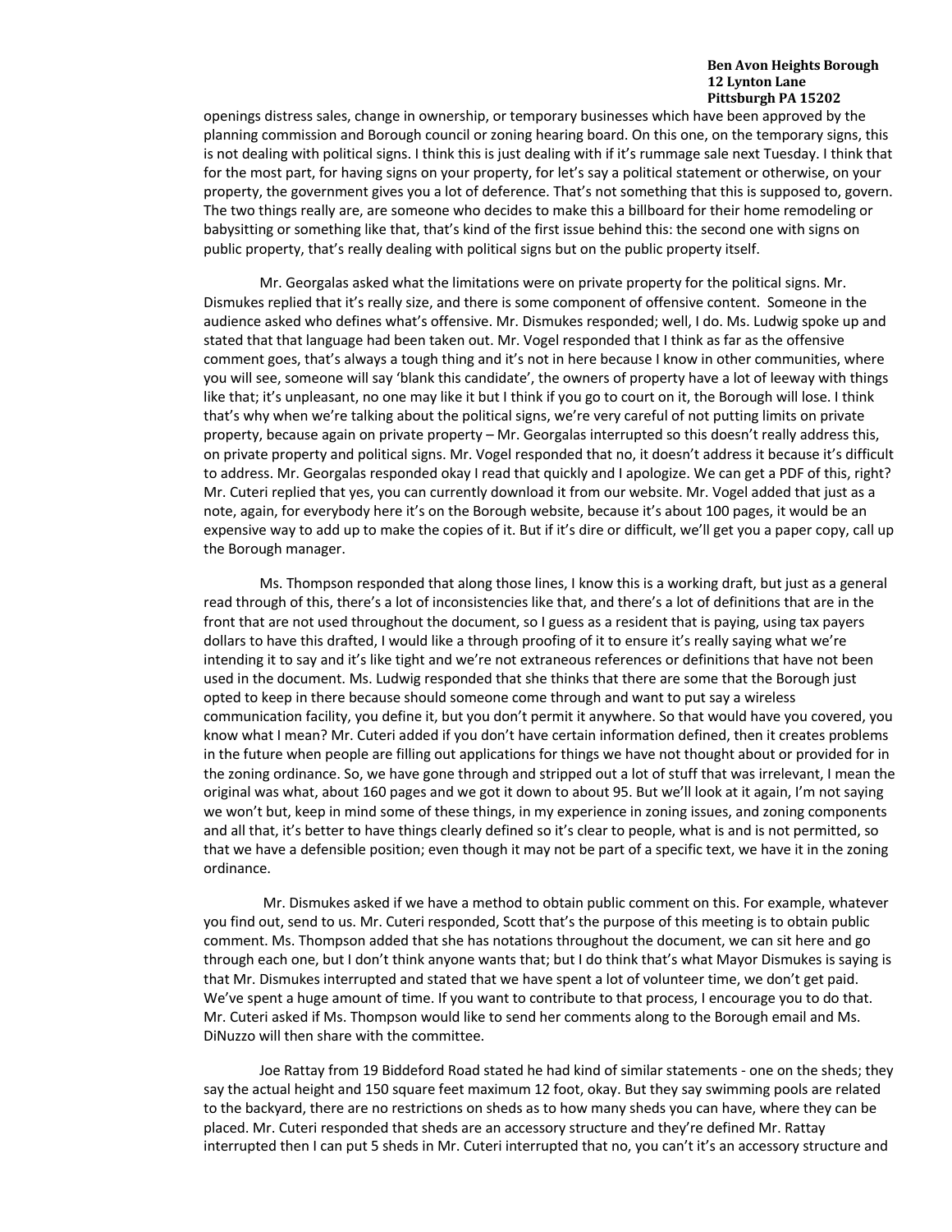openings distress sales, change in ownership, or temporary businesses which have been approved by the planning commission and Borough council or zoning hearing board. On this one, on the temporary signs, this is not dealing with political signs. I think this is just dealing with if it's rummage sale next Tuesday. I think that for the most part, for having signs on your property, for let's say a political statement or otherwise, on your property, the government gives you a lot of deference. That's not something that this is supposed to, govern. The two things really are, are someone who decides to make this a billboard for their home remodeling or babysitting or something like that, that's kind of the first issue behind this: the second one with signs on public property, that's really dealing with political signs but on the public property itself.

Mr. Georgalas asked what the limitations were on private property for the political signs. Mr. Dismukes replied that it's really size, and there is some component of offensive content. Someone in the audience asked who defines what's offensive. Mr. Dismukes responded; well, I do. Ms. Ludwig spoke up and stated that that language had been taken out. Mr. Vogel responded that I think as far as the offensive comment goes, that's always a tough thing and it's not in here because I know in other communities, where you will see, someone will say 'blank this candidate', the owners of property have a lot of leeway with things like that; it's unpleasant, no one may like it but I think if you go to court on it, the Borough will lose. I think that's why when we're talking about the political signs, we're very careful of not putting limits on private property, because again on private property – Mr. Georgalas interrupted so this doesn't really address this, on private property and political signs. Mr. Vogel responded that no, it doesn't address it because it's difficult to address. Mr. Georgalas responded okay I read that quickly and I apologize. We can get a PDF of this, right? Mr. Cuteri replied that yes, you can currently download it from our website. Mr. Vogel added that just as a note, again, for everybody here it's on the Borough website, because it's about 100 pages, it would be an expensive way to add up to make the copies of it. But if it's dire or difficult, we'll get you a paper copy, call up the Borough manager.

Ms. Thompson responded that along those lines, I know this is a working draft, but just as a general read through of this, there's a lot of inconsistencies like that, and there's a lot of definitions that are in the front that are not used throughout the document, so I guess as a resident that is paying, using tax payers dollars to have this drafted, I would like a through proofing of it to ensure it's really saying what we're intending it to say and it's like tight and we're not extraneous references or definitions that have not been used in the document. Ms. Ludwig responded that she thinks that there are some that the Borough just opted to keep in there because should someone come through and want to put say a wireless communication facility, you define it, but you don't permit it anywhere. So that would have you covered, you know what I mean? Mr. Cuteri added if you don't have certain information defined, then it creates problems in the future when people are filling out applications for things we have not thought about or provided for in the zoning ordinance. So, we have gone through and stripped out a lot of stuff that was irrelevant, I mean the original was what, about 160 pages and we got it down to about 95. But we'll look at it again, I'm not saying we won't but, keep in mind some of these things, in my experience in zoning issues, and zoning components and all that, it's better to have things clearly defined so it's clear to people, what is and is not permitted, so that we have a defensible position; even though it may not be part of a specific text, we have it in the zoning ordinance.

Mr. Dismukes asked if we have a method to obtain public comment on this. For example, whatever you find out, send to us. Mr. Cuteri responded, Scott that's the purpose of this meeting is to obtain public comment. Ms. Thompson added that she has notations throughout the document, we can sit here and go through each one, but I don't think anyone wants that; but I do think that's what Mayor Dismukes is saying is that Mr. Dismukes interrupted and stated that we have spent a lot of volunteer time, we don't get paid. We've spent a huge amount of time. If you want to contribute to that process, I encourage you to do that. Mr. Cuteri asked if Ms. Thompson would like to send her comments along to the Borough email and Ms. DiNuzzo will then share with the committee.

Joe Rattay from 19 Biddeford Road stated he had kind of similar statements - one on the sheds; they say the actual height and 150 square feet maximum 12 foot, okay. But they say swimming pools are related to the backyard, there are no restrictions on sheds as to how many sheds you can have, where they can be placed. Mr. Cuteri responded that sheds are an accessory structure and they're defined Mr. Rattay interrupted then I can put 5 sheds in Mr. Cuteri interrupted that no, you can't it's an accessory structure and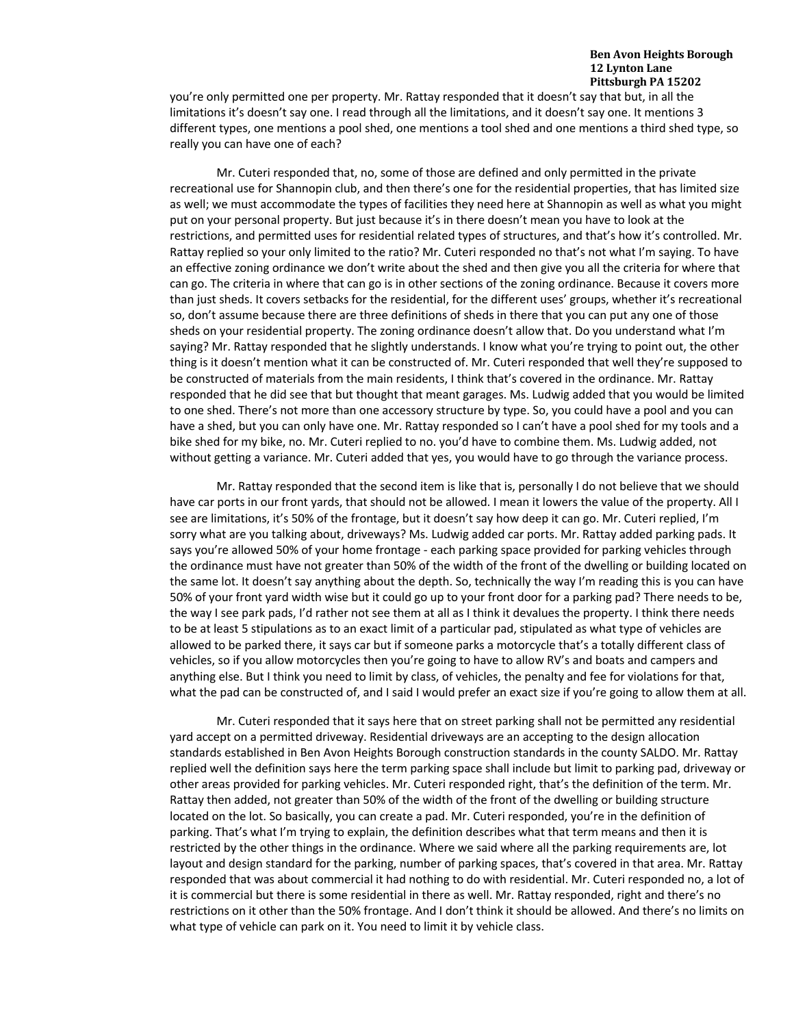you're only permitted one per property. Mr. Rattay responded that it doesn't say that but, in all the limitations it's doesn't say one. I read through all the limitations, and it doesn't say one. It mentions 3 different types, one mentions a pool shed, one mentions a tool shed and one mentions a third shed type, so really you can have one of each?

Mr. Cuteri responded that, no, some of those are defined and only permitted in the private recreational use for Shannopin club, and then there's one for the residential properties, that has limited size as well; we must accommodate the types of facilities they need here at Shannopin as well as what you might put on your personal property. But just because it's in there doesn't mean you have to look at the restrictions, and permitted uses for residential related types of structures, and that's how it's controlled. Mr. Rattay replied so your only limited to the ratio? Mr. Cuteri responded no that's not what I'm saying. To have an effective zoning ordinance we don't write about the shed and then give you all the criteria for where that can go. The criteria in where that can go is in other sections of the zoning ordinance. Because it covers more than just sheds. It covers setbacks for the residential, for the different uses' groups, whether it's recreational so, don't assume because there are three definitions of sheds in there that you can put any one of those sheds on your residential property. The zoning ordinance doesn't allow that. Do you understand what I'm saying? Mr. Rattay responded that he slightly understands. I know what you're trying to point out, the other thing is it doesn't mention what it can be constructed of. Mr. Cuteri responded that well they're supposed to be constructed of materials from the main residents, I think that's covered in the ordinance. Mr. Rattay responded that he did see that but thought that meant garages. Ms. Ludwig added that you would be limited to one shed. There's not more than one accessory structure by type. So, you could have a pool and you can have a shed, but you can only have one. Mr. Rattay responded so I can't have a pool shed for my tools and a bike shed for my bike, no. Mr. Cuteri replied to no. you'd have to combine them. Ms. Ludwig added, not without getting a variance. Mr. Cuteri added that yes, you would have to go through the variance process.

Mr. Rattay responded that the second item is like that is, personally I do not believe that we should have car ports in our front yards, that should not be allowed. I mean it lowers the value of the property. All I see are limitations, it's 50% of the frontage, but it doesn't say how deep it can go. Mr. Cuteri replied, I'm sorry what are you talking about, driveways? Ms. Ludwig added car ports. Mr. Rattay added parking pads. It says you're allowed 50% of your home frontage - each parking space provided for parking vehicles through the ordinance must have not greater than 50% of the width of the front of the dwelling or building located on the same lot. It doesn't say anything about the depth. So, technically the way I'm reading this is you can have 50% of your front yard width wise but it could go up to your front door for a parking pad? There needs to be, the way I see park pads, I'd rather not see them at all as I think it devalues the property. I think there needs to be at least 5 stipulations as to an exact limit of a particular pad, stipulated as what type of vehicles are allowed to be parked there, it says car but if someone parks a motorcycle that's a totally different class of vehicles, so if you allow motorcycles then you're going to have to allow RV's and boats and campers and anything else. But I think you need to limit by class, of vehicles, the penalty and fee for violations for that, what the pad can be constructed of, and I said I would prefer an exact size if you're going to allow them at all.

Mr. Cuteri responded that it says here that on street parking shall not be permitted any residential yard accept on a permitted driveway. Residential driveways are an accepting to the design allocation standards established in Ben Avon Heights Borough construction standards in the county SALDO. Mr. Rattay replied well the definition says here the term parking space shall include but limit to parking pad, driveway or other areas provided for parking vehicles. Mr. Cuteri responded right, that's the definition of the term. Mr. Rattay then added, not greater than 50% of the width of the front of the dwelling or building structure located on the lot. So basically, you can create a pad. Mr. Cuteri responded, you're in the definition of parking. That's what I'm trying to explain, the definition describes what that term means and then it is restricted by the other things in the ordinance. Where we said where all the parking requirements are, lot layout and design standard for the parking, number of parking spaces, that's covered in that area. Mr. Rattay responded that was about commercial it had nothing to do with residential. Mr. Cuteri responded no, a lot of it is commercial but there is some residential in there as well. Mr. Rattay responded, right and there's no restrictions on it other than the 50% frontage. And I don't think it should be allowed. And there's no limits on what type of vehicle can park on it. You need to limit it by vehicle class.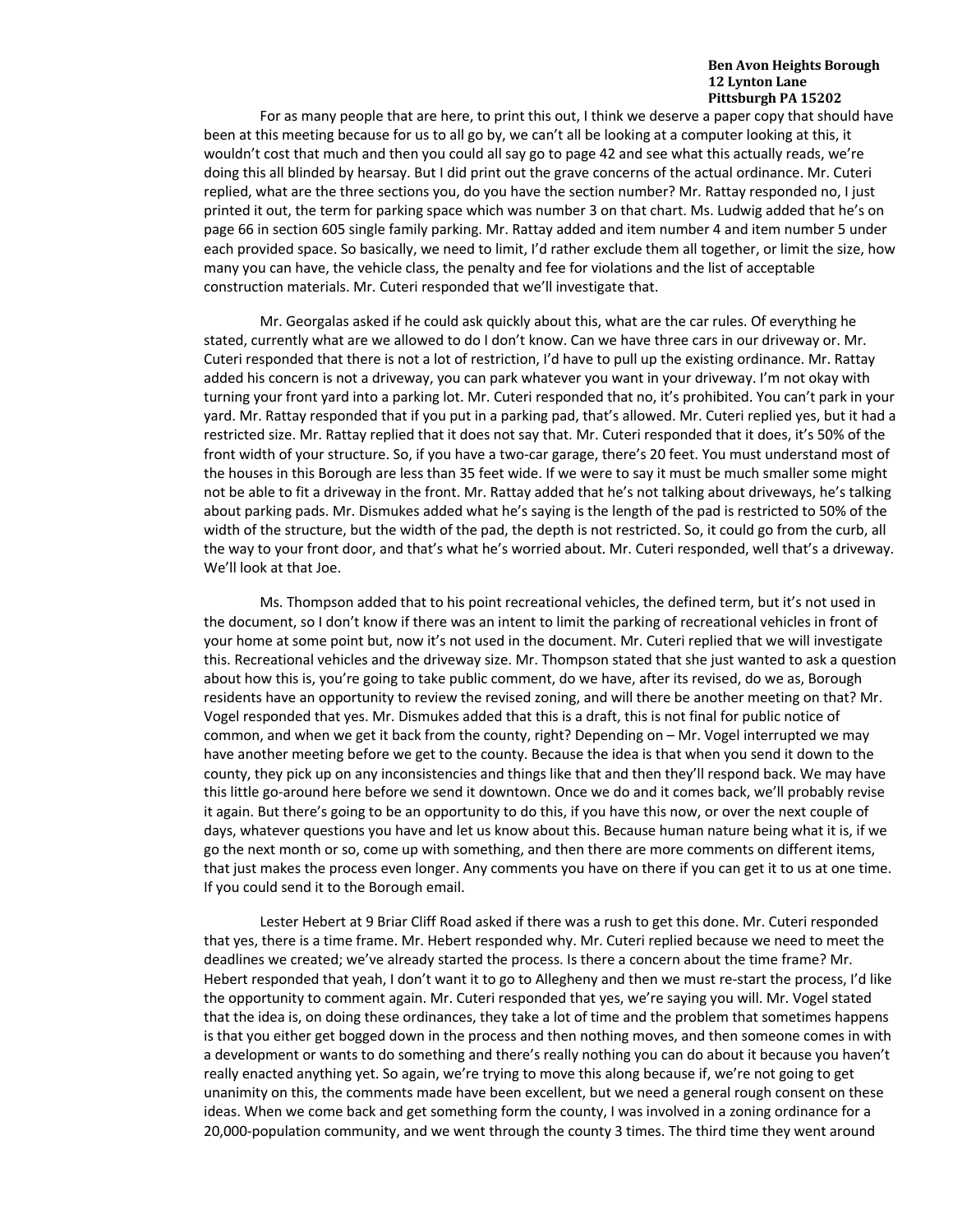For as many people that are here, to print this out, I think we deserve a paper copy that should have been at this meeting because for us to all go by, we can't all be looking at a computer looking at this, it wouldn't cost that much and then you could all say go to page 42 and see what this actually reads, we're doing this all blinded by hearsay. But I did print out the grave concerns of the actual ordinance. Mr. Cuteri replied, what are the three sections you, do you have the section number? Mr. Rattay responded no, I just printed it out, the term for parking space which was number 3 on that chart. Ms. Ludwig added that he's on page 66 in section 605 single family parking. Mr. Rattay added and item number 4 and item number 5 under each provided space. So basically, we need to limit, I'd rather exclude them all together, or limit the size, how many you can have, the vehicle class, the penalty and fee for violations and the list of acceptable construction materials. Mr. Cuteri responded that we'll investigate that.

Mr. Georgalas asked if he could ask quickly about this, what are the car rules. Of everything he stated, currently what are we allowed to do I don't know. Can we have three cars in our driveway or. Mr. Cuteri responded that there is not a lot of restriction, I'd have to pull up the existing ordinance. Mr. Rattay added his concern is not a driveway, you can park whatever you want in your driveway. I'm not okay with turning your front yard into a parking lot. Mr. Cuteri responded that no, it's prohibited. You can't park in your yard. Mr. Rattay responded that if you put in a parking pad, that's allowed. Mr. Cuteri replied yes, but it had a restricted size. Mr. Rattay replied that it does not say that. Mr. Cuteri responded that it does, it's 50% of the front width of your structure. So, if you have a two-car garage, there's 20 feet. You must understand most of the houses in this Borough are less than 35 feet wide. If we were to say it must be much smaller some might not be able to fit a driveway in the front. Mr. Rattay added that he's not talking about driveways, he's talking about parking pads. Mr. Dismukes added what he's saying is the length of the pad is restricted to 50% of the width of the structure, but the width of the pad, the depth is not restricted. So, it could go from the curb, all the way to your front door, and that's what he's worried about. Mr. Cuteri responded, well that's a driveway. We'll look at that Joe.

Ms. Thompson added that to his point recreational vehicles, the defined term, but it's not used in the document, so I don't know if there was an intent to limit the parking of recreational vehicles in front of your home at some point but, now it's not used in the document. Mr. Cuteri replied that we will investigate this. Recreational vehicles and the driveway size. Mr. Thompson stated that she just wanted to ask a question about how this is, you're going to take public comment, do we have, after its revised, do we as, Borough residents have an opportunity to review the revised zoning, and will there be another meeting on that? Mr. Vogel responded that yes. Mr. Dismukes added that this is a draft, this is not final for public notice of common, and when we get it back from the county, right? Depending on – Mr. Vogel interrupted we may have another meeting before we get to the county. Because the idea is that when you send it down to the county, they pick up on any inconsistencies and things like that and then they'll respond back. We may have this little go-around here before we send it downtown. Once we do and it comes back, we'll probably revise it again. But there's going to be an opportunity to do this, if you have this now, or over the next couple of days, whatever questions you have and let us know about this. Because human nature being what it is, if we go the next month or so, come up with something, and then there are more comments on different items, that just makes the process even longer. Any comments you have on there if you can get it to us at one time. If you could send it to the Borough email.

Lester Hebert at 9 Briar Cliff Road asked if there was a rush to get this done. Mr. Cuteri responded that yes, there is a time frame. Mr. Hebert responded why. Mr. Cuteri replied because we need to meet the deadlines we created; we've already started the process. Is there a concern about the time frame? Mr. Hebert responded that yeah, I don't want it to go to Allegheny and then we must re-start the process, I'd like the opportunity to comment again. Mr. Cuteri responded that yes, we're saying you will. Mr. Vogel stated that the idea is, on doing these ordinances, they take a lot of time and the problem that sometimes happens is that you either get bogged down in the process and then nothing moves, and then someone comes in with a development or wants to do something and there's really nothing you can do about it because you haven't really enacted anything yet. So again, we're trying to move this along because if, we're not going to get unanimity on this, the comments made have been excellent, but we need a general rough consent on these ideas. When we come back and get something form the county, I was involved in a zoning ordinance for a 20,000-population community, and we went through the county 3 times. The third time they went around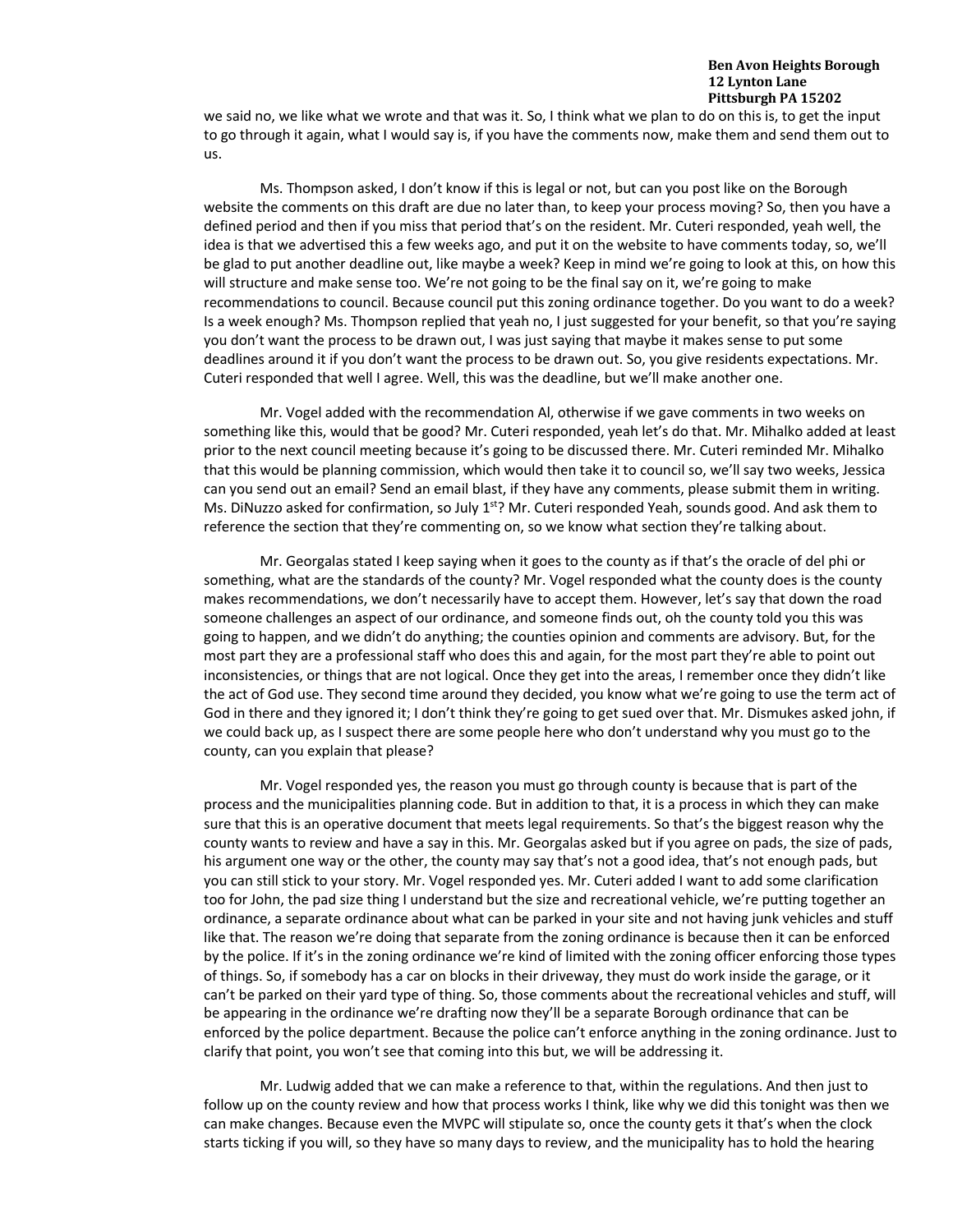we said no, we like what we wrote and that was it. So, I think what we plan to do on this is, to get the input to go through it again, what I would say is, if you have the comments now, make them and send them out to us.

Ms. Thompson asked, I don't know if this is legal or not, but can you post like on the Borough website the comments on this draft are due no later than, to keep your process moving? So, then you have a defined period and then if you miss that period that's on the resident. Mr. Cuteri responded, yeah well, the idea is that we advertised this a few weeks ago, and put it on the website to have comments today, so, we'll be glad to put another deadline out, like maybe a week? Keep in mind we're going to look at this, on how this will structure and make sense too. We're not going to be the final say on it, we're going to make recommendations to council. Because council put this zoning ordinance together. Do you want to do a week? Is a week enough? Ms. Thompson replied that yeah no, I just suggested for your benefit, so that you're saying you don't want the process to be drawn out, I was just saying that maybe it makes sense to put some deadlines around it if you don't want the process to be drawn out. So, you give residents expectations. Mr. Cuteri responded that well I agree. Well, this was the deadline, but we'll make another one.

Mr. Vogel added with the recommendation Al, otherwise if we gave comments in two weeks on something like this, would that be good? Mr. Cuteri responded, yeah let's do that. Mr. Mihalko added at least prior to the next council meeting because it's going to be discussed there. Mr. Cuteri reminded Mr. Mihalko that this would be planning commission, which would then take it to council so, we'll say two weeks, Jessica can you send out an email? Send an email blast, if they have any comments, please submit them in writing. Ms. DiNuzzo asked for confirmation, so July 1st? Mr. Cuteri responded Yeah, sounds good. And ask them to reference the section that they're commenting on, so we know what section they're talking about.

Mr. Georgalas stated I keep saying when it goes to the county as if that's the oracle of del phi or something, what are the standards of the county? Mr. Vogel responded what the county does is the county makes recommendations, we don't necessarily have to accept them. However, let's say that down the road someone challenges an aspect of our ordinance, and someone finds out, oh the county told you this was going to happen, and we didn't do anything; the counties opinion and comments are advisory. But, for the most part they are a professional staff who does this and again, for the most part they're able to point out inconsistencies, or things that are not logical. Once they get into the areas, I remember once they didn't like the act of God use. They second time around they decided, you know what we're going to use the term act of God in there and they ignored it; I don't think they're going to get sued over that. Mr. Dismukes asked john, if we could back up, as I suspect there are some people here who don't understand why you must go to the county, can you explain that please?

Mr. Vogel responded yes, the reason you must go through county is because that is part of the process and the municipalities planning code. But in addition to that, it is a process in which they can make sure that this is an operative document that meets legal requirements. So that's the biggest reason why the county wants to review and have a say in this. Mr. Georgalas asked but if you agree on pads, the size of pads, his argument one way or the other, the county may say that's not a good idea, that's not enough pads, but you can still stick to your story. Mr. Vogel responded yes. Mr. Cuteri added I want to add some clarification too for John, the pad size thing I understand but the size and recreational vehicle, we're putting together an ordinance, a separate ordinance about what can be parked in your site and not having junk vehicles and stuff like that. The reason we're doing that separate from the zoning ordinance is because then it can be enforced by the police. If it's in the zoning ordinance we're kind of limited with the zoning officer enforcing those types of things. So, if somebody has a car on blocks in their driveway, they must do work inside the garage, or it can't be parked on their yard type of thing. So, those comments about the recreational vehicles and stuff, will be appearing in the ordinance we're drafting now they'll be a separate Borough ordinance that can be enforced by the police department. Because the police can't enforce anything in the zoning ordinance. Just to clarify that point, you won't see that coming into this but, we will be addressing it.

Mr. Ludwig added that we can make a reference to that, within the regulations. And then just to follow up on the county review and how that process works I think, like why we did this tonight was then we can make changes. Because even the MVPC will stipulate so, once the county gets it that's when the clock starts ticking if you will, so they have so many days to review, and the municipality has to hold the hearing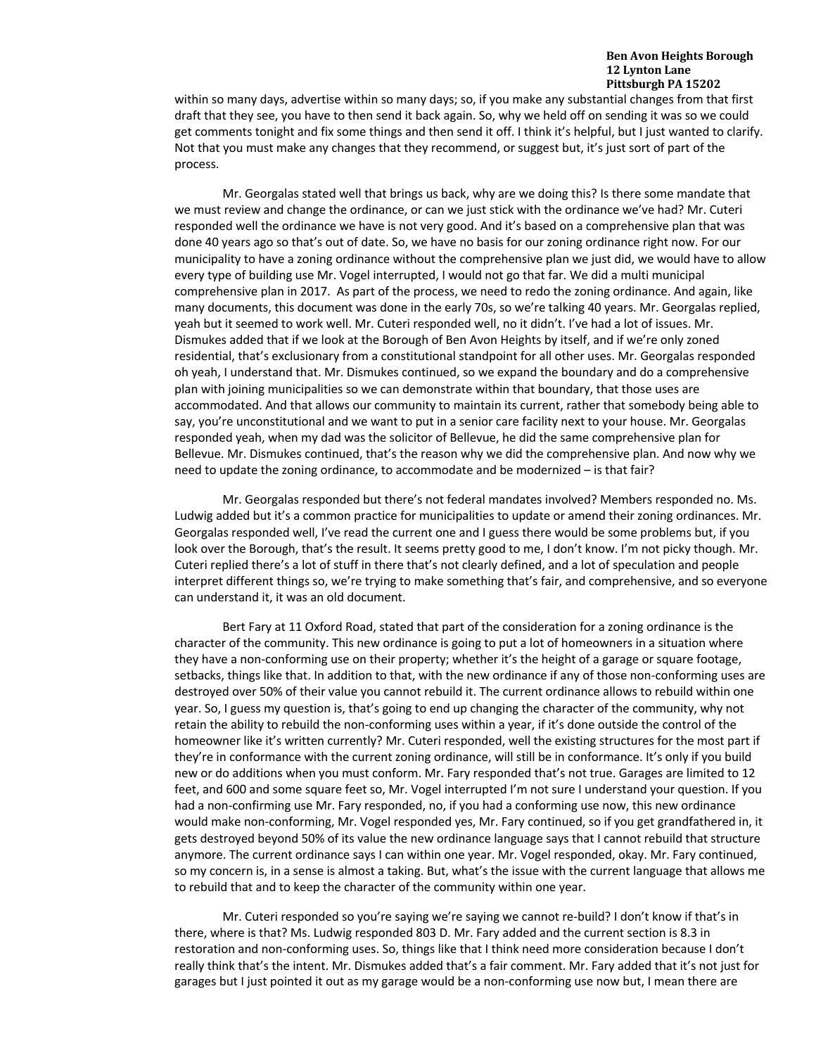within so many days, advertise within so many days; so, if you make any substantial changes from that first draft that they see, you have to then send it back again. So, why we held off on sending it was so we could get comments tonight and fix some things and then send it off. I think it's helpful, but I just wanted to clarify. Not that you must make any changes that they recommend, or suggest but, it's just sort of part of the process.

Mr. Georgalas stated well that brings us back, why are we doing this? Is there some mandate that we must review and change the ordinance, or can we just stick with the ordinance we've had? Mr. Cuteri responded well the ordinance we have is not very good. And it's based on a comprehensive plan that was done 40 years ago so that's out of date. So, we have no basis for our zoning ordinance right now. For our municipality to have a zoning ordinance without the comprehensive plan we just did, we would have to allow every type of building use Mr. Vogel interrupted, I would not go that far. We did a multi municipal comprehensive plan in 2017. As part of the process, we need to redo the zoning ordinance. And again, like many documents, this document was done in the early 70s, so we're talking 40 years. Mr. Georgalas replied, yeah but it seemed to work well. Mr. Cuteri responded well, no it didn't. I've had a lot of issues. Mr. Dismukes added that if we look at the Borough of Ben Avon Heights by itself, and if we're only zoned residential, that's exclusionary from a constitutional standpoint for all other uses. Mr. Georgalas responded oh yeah, I understand that. Mr. Dismukes continued, so we expand the boundary and do a comprehensive plan with joining municipalities so we can demonstrate within that boundary, that those uses are accommodated. And that allows our community to maintain its current, rather that somebody being able to say, you're unconstitutional and we want to put in a senior care facility next to your house. Mr. Georgalas responded yeah, when my dad was the solicitor of Bellevue, he did the same comprehensive plan for Bellevue. Mr. Dismukes continued, that's the reason why we did the comprehensive plan. And now why we need to update the zoning ordinance, to accommodate and be modernized – is that fair?

Mr. Georgalas responded but there's not federal mandates involved? Members responded no. Ms. Ludwig added but it's a common practice for municipalities to update or amend their zoning ordinances. Mr. Georgalas responded well, I've read the current one and I guess there would be some problems but, if you look over the Borough, that's the result. It seems pretty good to me, I don't know. I'm not picky though. Mr. Cuteri replied there's a lot of stuff in there that's not clearly defined, and a lot of speculation and people interpret different things so, we're trying to make something that's fair, and comprehensive, and so everyone can understand it, it was an old document.

Bert Fary at 11 Oxford Road, stated that part of the consideration for a zoning ordinance is the character of the community. This new ordinance is going to put a lot of homeowners in a situation where they have a non-conforming use on their property; whether it's the height of a garage or square footage, setbacks, things like that. In addition to that, with the new ordinance if any of those non-conforming uses are destroyed over 50% of their value you cannot rebuild it. The current ordinance allows to rebuild within one year. So, I guess my question is, that's going to end up changing the character of the community, why not retain the ability to rebuild the non-conforming uses within a year, if it's done outside the control of the homeowner like it's written currently? Mr. Cuteri responded, well the existing structures for the most part if they're in conformance with the current zoning ordinance, will still be in conformance. It's only if you build new or do additions when you must conform. Mr. Fary responded that's not true. Garages are limited to 12 feet, and 600 and some square feet so, Mr. Vogel interrupted I'm not sure I understand your question. If you had a non-confirming use Mr. Fary responded, no, if you had a conforming use now, this new ordinance would make non-conforming, Mr. Vogel responded yes, Mr. Fary continued, so if you get grandfathered in, it gets destroyed beyond 50% of its value the new ordinance language says that I cannot rebuild that structure anymore. The current ordinance says I can within one year. Mr. Vogel responded, okay. Mr. Fary continued, so my concern is, in a sense is almost a taking. But, what's the issue with the current language that allows me to rebuild that and to keep the character of the community within one year.

Mr. Cuteri responded so you're saying we're saying we cannot re-build? I don't know if that's in there, where is that? Ms. Ludwig responded 803 D. Mr. Fary added and the current section is 8.3 in restoration and non-conforming uses. So, things like that I think need more consideration because I don't really think that's the intent. Mr. Dismukes added that's a fair comment. Mr. Fary added that it's not just for garages but I just pointed it out as my garage would be a non-conforming use now but, I mean there are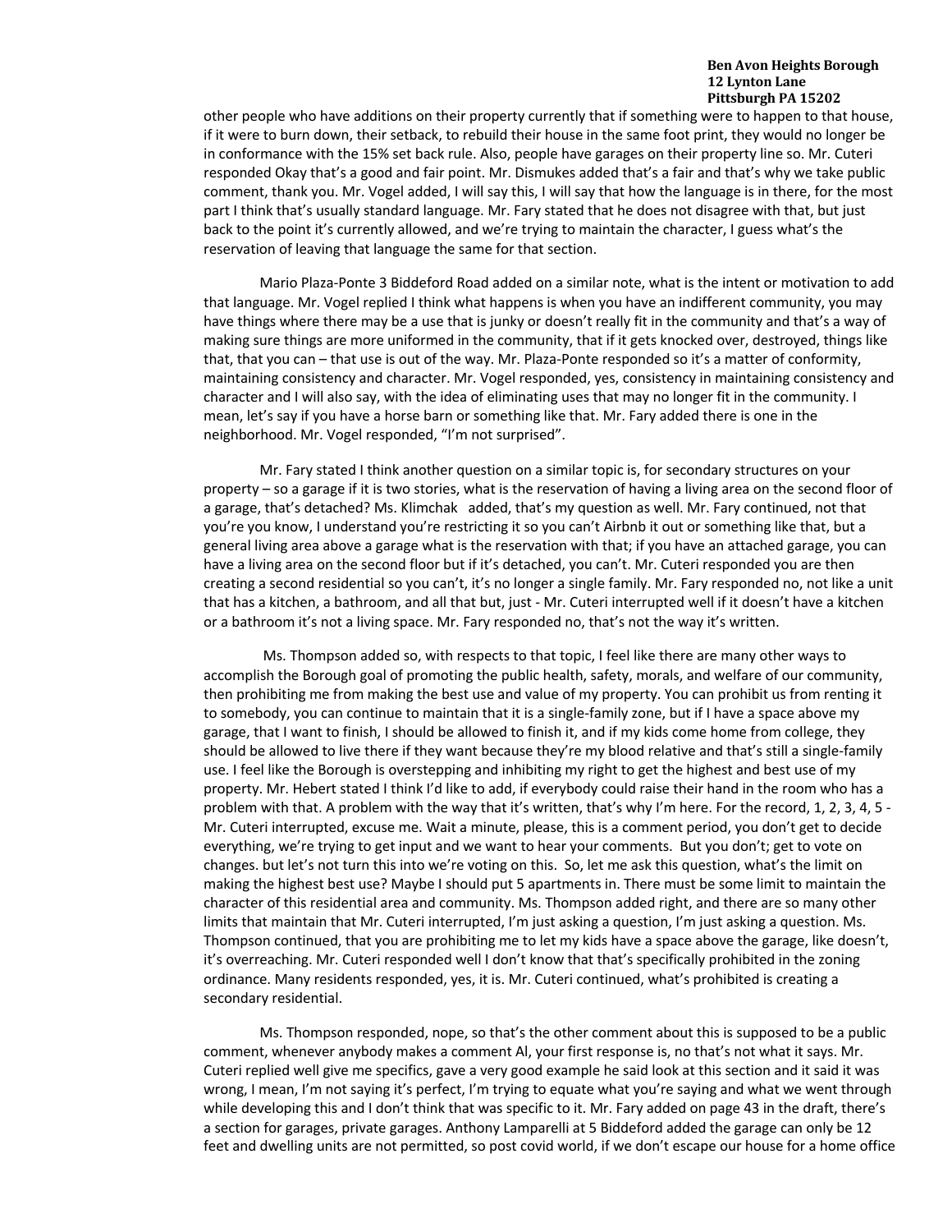other people who have additions on their property currently that if something were to happen to that house, if it were to burn down, their setback, to rebuild their house in the same foot print, they would no longer be in conformance with the 15% set back rule. Also, people have garages on their property line so. Mr. Cuteri responded Okay that's a good and fair point. Mr. Dismukes added that's a fair and that's why we take public comment, thank you. Mr. Vogel added, I will say this, I will say that how the language is in there, for the most part I think that's usually standard language. Mr. Fary stated that he does not disagree with that, but just back to the point it's currently allowed, and we're trying to maintain the character, I guess what's the reservation of leaving that language the same for that section.

Mario Plaza-Ponte 3 Biddeford Road added on a similar note, what is the intent or motivation to add that language. Mr. Vogel replied I think what happens is when you have an indifferent community, you may have things where there may be a use that is junky or doesn't really fit in the community and that's a way of making sure things are more uniformed in the community, that if it gets knocked over, destroyed, things like that, that you can – that use is out of the way. Mr. Plaza-Ponte responded so it's a matter of conformity, maintaining consistency and character. Mr. Vogel responded, yes, consistency in maintaining consistency and character and I will also say, with the idea of eliminating uses that may no longer fit in the community. I mean, let's say if you have a horse barn or something like that. Mr. Fary added there is one in the neighborhood. Mr. Vogel responded, "I'm not surprised".

Mr. Fary stated I think another question on a similar topic is, for secondary structures on your property – so a garage if it is two stories, what is the reservation of having a living area on the second floor of a garage, that's detached? Ms. Klimchak added, that's my question as well. Mr. Fary continued, not that you're you know, I understand you're restricting it so you can't Airbnb it out or something like that, but a general living area above a garage what is the reservation with that; if you have an attached garage, you can have a living area on the second floor but if it's detached, you can't. Mr. Cuteri responded you are then creating a second residential so you can't, it's no longer a single family. Mr. Fary responded no, not like a unit that has a kitchen, a bathroom, and all that but, just - Mr. Cuteri interrupted well if it doesn't have a kitchen or a bathroom it's not a living space. Mr. Fary responded no, that's not the way it's written.

Ms. Thompson added so, with respects to that topic, I feel like there are many other ways to accomplish the Borough goal of promoting the public health, safety, morals, and welfare of our community, then prohibiting me from making the best use and value of my property. You can prohibit us from renting it to somebody, you can continue to maintain that it is a single-family zone, but if I have a space above my garage, that I want to finish, I should be allowed to finish it, and if my kids come home from college, they should be allowed to live there if they want because they're my blood relative and that's still a single-family use. I feel like the Borough is overstepping and inhibiting my right to get the highest and best use of my property. Mr. Hebert stated I think I'd like to add, if everybody could raise their hand in the room who has a problem with that. A problem with the way that it's written, that's why I'm here. For the record, 1, 2, 3, 4, 5 - Mr. Cuteri interrupted, excuse me. Wait a minute, please, this is a comment period, you don't get to decide everything, we're trying to get input and we want to hear your comments. But you don't; get to vote on changes. but let's not turn this into we're voting on this. So, let me ask this question, what's the limit on making the highest best use? Maybe I should put 5 apartments in. There must be some limit to maintain the character of this residential area and community. Ms. Thompson added right, and there are so many other limits that maintain that Mr. Cuteri interrupted, I'm just asking a question, I'm just asking a question. Ms. Thompson continued, that you are prohibiting me to let my kids have a space above the garage, like doesn't, it's overreaching. Mr. Cuteri responded well I don't know that that's specifically prohibited in the zoning ordinance. Many residents responded, yes, it is. Mr. Cuteri continued, what's prohibited is creating a secondary residential.

Ms. Thompson responded, nope, so that's the other comment about this is supposed to be a public comment, whenever anybody makes a comment Al, your first response is, no that's not what it says. Mr. Cuteri replied well give me specifics, gave a very good example he said look at this section and it said it was wrong, I mean, I'm not saying it's perfect, I'm trying to equate what you're saying and what we went through while developing this and I don't think that was specific to it. Mr. Fary added on page 43 in the draft, there's a section for garages, private garages. Anthony Lamparelli at 5 Biddeford added the garage can only be 12 feet and dwelling units are not permitted, so post covid world, if we don't escape our house for a home office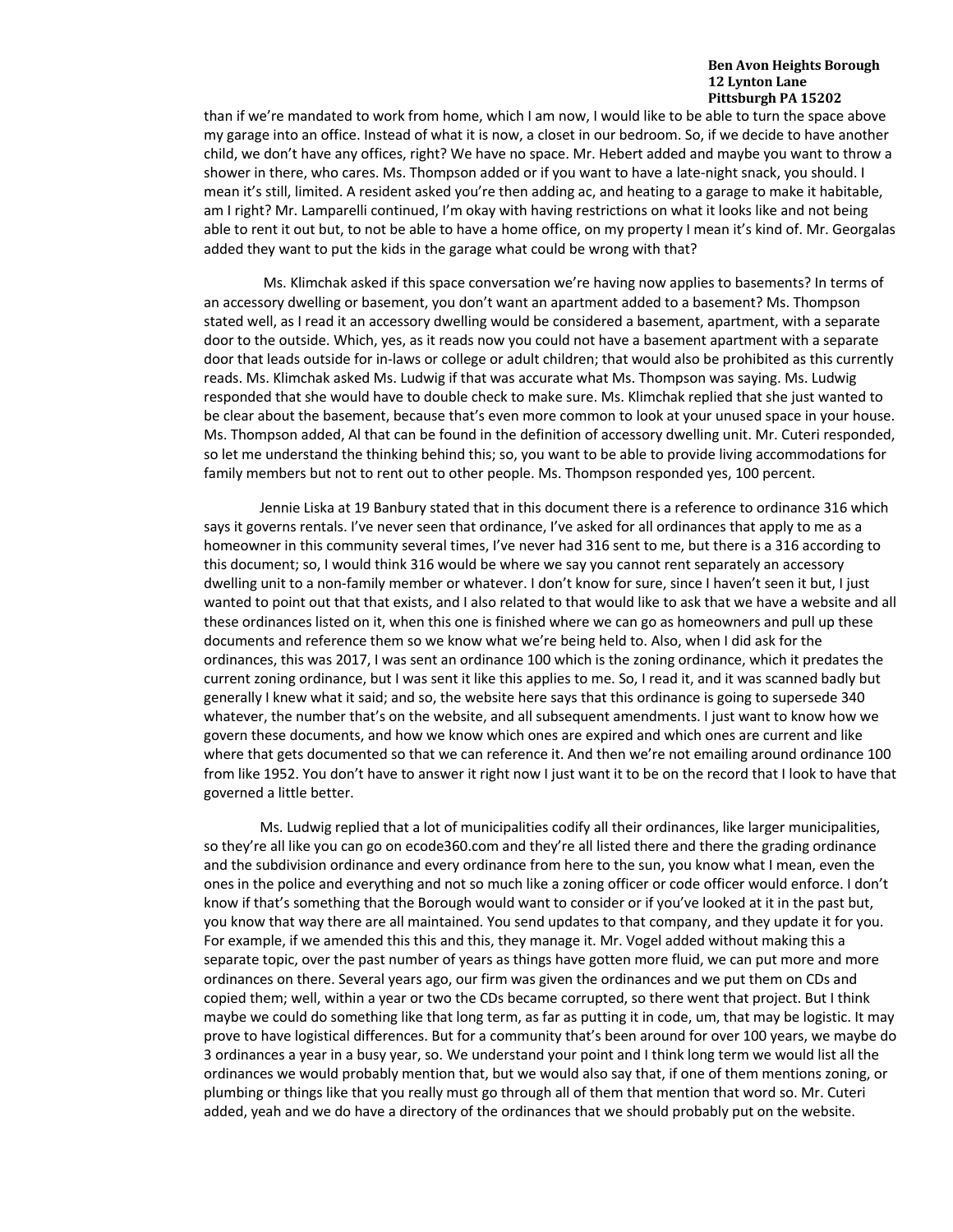than if we're mandated to work from home, which I am now, I would like to be able to turn the space above my garage into an office. Instead of what it is now, a closet in our bedroom. So, if we decide to have another child, we don't have any offices, right? We have no space. Mr. Hebert added and maybe you want to throw a shower in there, who cares. Ms. Thompson added or if you want to have a late-night snack, you should. I mean it's still, limited. A resident asked you're then adding ac, and heating to a garage to make it habitable, am I right? Mr. Lamparelli continued, I'm okay with having restrictions on what it looks like and not being able to rent it out but, to not be able to have a home office, on my property I mean it's kind of. Mr. Georgalas added they want to put the kids in the garage what could be wrong with that?

Ms. Klimchak asked if this space conversation we're having now applies to basements? In terms of an accessory dwelling or basement, you don't want an apartment added to a basement? Ms. Thompson stated well, as I read it an accessory dwelling would be considered a basement, apartment, with a separate door to the outside. Which, yes, as it reads now you could not have a basement apartment with a separate door that leads outside for in-laws or college or adult children; that would also be prohibited as this currently reads. Ms. Klimchak asked Ms. Ludwig if that was accurate what Ms. Thompson was saying. Ms. Ludwig responded that she would have to double check to make sure. Ms. Klimchak replied that she just wanted to be clear about the basement, because that's even more common to look at your unused space in your house. Ms. Thompson added, Al that can be found in the definition of accessory dwelling unit. Mr. Cuteri responded, so let me understand the thinking behind this; so, you want to be able to provide living accommodations for family members but not to rent out to other people. Ms. Thompson responded yes, 100 percent.

Jennie Liska at 19 Banbury stated that in this document there is a reference to ordinance 316 which says it governs rentals. I've never seen that ordinance, I've asked for all ordinances that apply to me as a homeowner in this community several times, I've never had 316 sent to me, but there is a 316 according to this document; so, I would think 316 would be where we say you cannot rent separately an accessory dwelling unit to a non-family member or whatever. I don't know for sure, since I haven't seen it but, I just wanted to point out that that exists, and I also related to that would like to ask that we have a website and all these ordinances listed on it, when this one is finished where we can go as homeowners and pull up these documents and reference them so we know what we're being held to. Also, when I did ask for the ordinances, this was 2017, I was sent an ordinance 100 which is the zoning ordinance, which it predates the current zoning ordinance, but I was sent it like this applies to me. So, I read it, and it was scanned badly but generally I knew what it said; and so, the website here says that this ordinance is going to supersede 340 whatever, the number that's on the website, and all subsequent amendments. I just want to know how we govern these documents, and how we know which ones are expired and which ones are current and like where that gets documented so that we can reference it. And then we're not emailing around ordinance 100 from like 1952. You don't have to answer it right now I just want it to be on the record that I look to have that governed a little better.

Ms. Ludwig replied that a lot of municipalities codify all their ordinances, like larger municipalities, so they're all like you can go on ecode360.com and they're all listed there and there the grading ordinance and the subdivision ordinance and every ordinance from here to the sun, you know what I mean, even the ones in the police and everything and not so much like a zoning officer or code officer would enforce. I don't know if that's something that the Borough would want to consider or if you've looked at it in the past but, you know that way there are all maintained. You send updates to that company, and they update it for you. For example, if we amended this this and this, they manage it. Mr. Vogel added without making this a separate topic, over the past number of years as things have gotten more fluid, we can put more and more ordinances on there. Several years ago, our firm was given the ordinances and we put them on CDs and copied them; well, within a year or two the CDs became corrupted, so there went that project. But I think maybe we could do something like that long term, as far as putting it in code, um, that may be logistic. It may prove to have logistical differences. But for a community that's been around for over 100 years, we maybe do 3 ordinances a year in a busy year, so. We understand your point and I think long term we would list all the ordinances we would probably mention that, but we would also say that, if one of them mentions zoning, or plumbing or things like that you really must go through all of them that mention that word so. Mr. Cuteri added, yeah and we do have a directory of the ordinances that we should probably put on the website.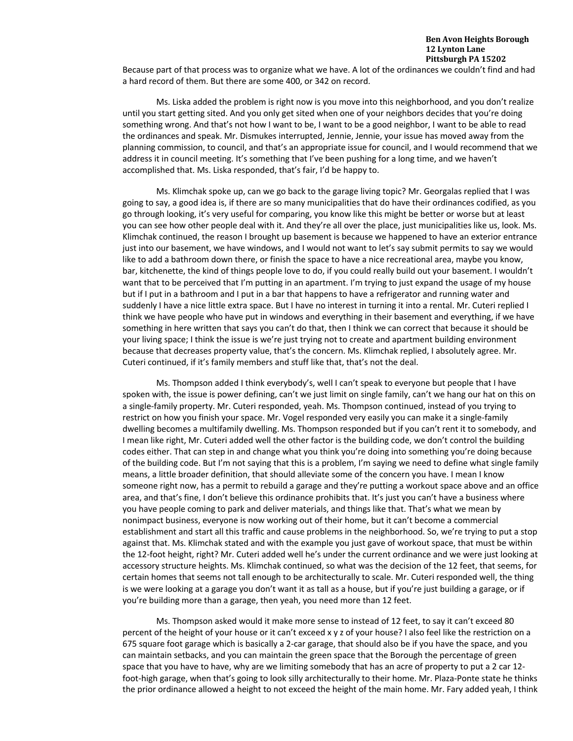Because part of that process was to organize what we have. A lot of the ordinances we couldn't find and had a hard record of them. But there are some 400, or 342 on record.

Ms. Liska added the problem is right now is you move into this neighborhood, and you don't realize until you start getting sited. And you only get sited when one of your neighbors decides that you're doing something wrong. And that's not how I want to be, I want to be a good neighbor, I want to be able to read the ordinances and speak. Mr. Dismukes interrupted, Jennie, Jennie, your issue has moved away from the planning commission, to council, and that's an appropriate issue for council, and I would recommend that we address it in council meeting. It's something that I've been pushing for a long time, and we haven't accomplished that. Ms. Liska responded, that's fair, I'd be happy to.

Ms. Klimchak spoke up, can we go back to the garage living topic? Mr. Georgalas replied that I was going to say, a good idea is, if there are so many municipalities that do have their ordinances codified, as you go through looking, it's very useful for comparing, you know like this might be better or worse but at least you can see how other people deal with it. And they're all over the place, just municipalities like us, look. Ms. Klimchak continued, the reason I brought up basement is because we happened to have an exterior entrance just into our basement, we have windows, and I would not want to let's say submit permits to say we would like to add a bathroom down there, or finish the space to have a nice recreational area, maybe you know, bar, kitchenette, the kind of things people love to do, if you could really build out your basement. I wouldn't want that to be perceived that I'm putting in an apartment. I'm trying to just expand the usage of my house but if I put in a bathroom and I put in a bar that happens to have a refrigerator and running water and suddenly I have a nice little extra space. But I have no interest in turning it into a rental. Mr. Cuteri replied I think we have people who have put in windows and everything in their basement and everything, if we have something in here written that says you can't do that, then I think we can correct that because it should be your living space; I think the issue is we're just trying not to create and apartment building environment because that decreases property value, that's the concern. Ms. Klimchak replied, I absolutely agree. Mr. Cuteri continued, if it's family members and stuff like that, that's not the deal.

Ms. Thompson added I think everybody's, well I can't speak to everyone but people that I have spoken with, the issue is power defining, can't we just limit on single family, can't we hang our hat on this on a single-family property. Mr. Cuteri responded, yeah. Ms. Thompson continued, instead of you trying to restrict on how you finish your space. Mr. Vogel responded very easily you can make it a single-family dwelling becomes a multifamily dwelling. Ms. Thompson responded but if you can't rent it to somebody, and I mean like right, Mr. Cuteri added well the other factor is the building code, we don't control the building codes either. That can step in and change what you think you're doing into something you're doing because of the building code. But I'm not saying that this is a problem, I'm saying we need to define what single family means, a little broader definition, that should alleviate some of the concern you have. I mean I know someone right now, has a permit to rebuild a garage and they're putting a workout space above and an office area, and that's fine, I don't believe this ordinance prohibits that. It's just you can't have a business where you have people coming to park and deliver materials, and things like that. That's what we mean by nonimpact business, everyone is now working out of their home, but it can't become a commercial establishment and start all this traffic and cause problems in the neighborhood. So, we're trying to put a stop against that. Ms. Klimchak stated and with the example you just gave of workout space, that must be within the 12-foot height, right? Mr. Cuteri added well he's under the current ordinance and we were just looking at accessory structure heights. Ms. Klimchak continued, so what was the decision of the 12 feet, that seems, for certain homes that seems not tall enough to be architecturally to scale. Mr. Cuteri responded well, the thing is we were looking at a garage you don't want it as tall as a house, but if you're just building a garage, or if you're building more than a garage, then yeah, you need more than 12 feet.

Ms. Thompson asked would it make more sense to instead of 12 feet, to say it can't exceed 80 percent of the height of your house or it can't exceed x y z of your house? I also feel like the restriction on a 675 square foot garage which is basically a 2-car garage, that should also be if you have the space, and you can maintain setbacks, and you can maintain the green space that the Borough the percentage of green space that you have to have, why are we limiting somebody that has an acre of property to put a 2 car 12-foot-high garage, when that's going to look silly architecturally to their home. Mr. Plaza-Ponte state he thinks the prior ordinance allowed a height to not exceed the height of the main home. Mr. Fary added yeah, I think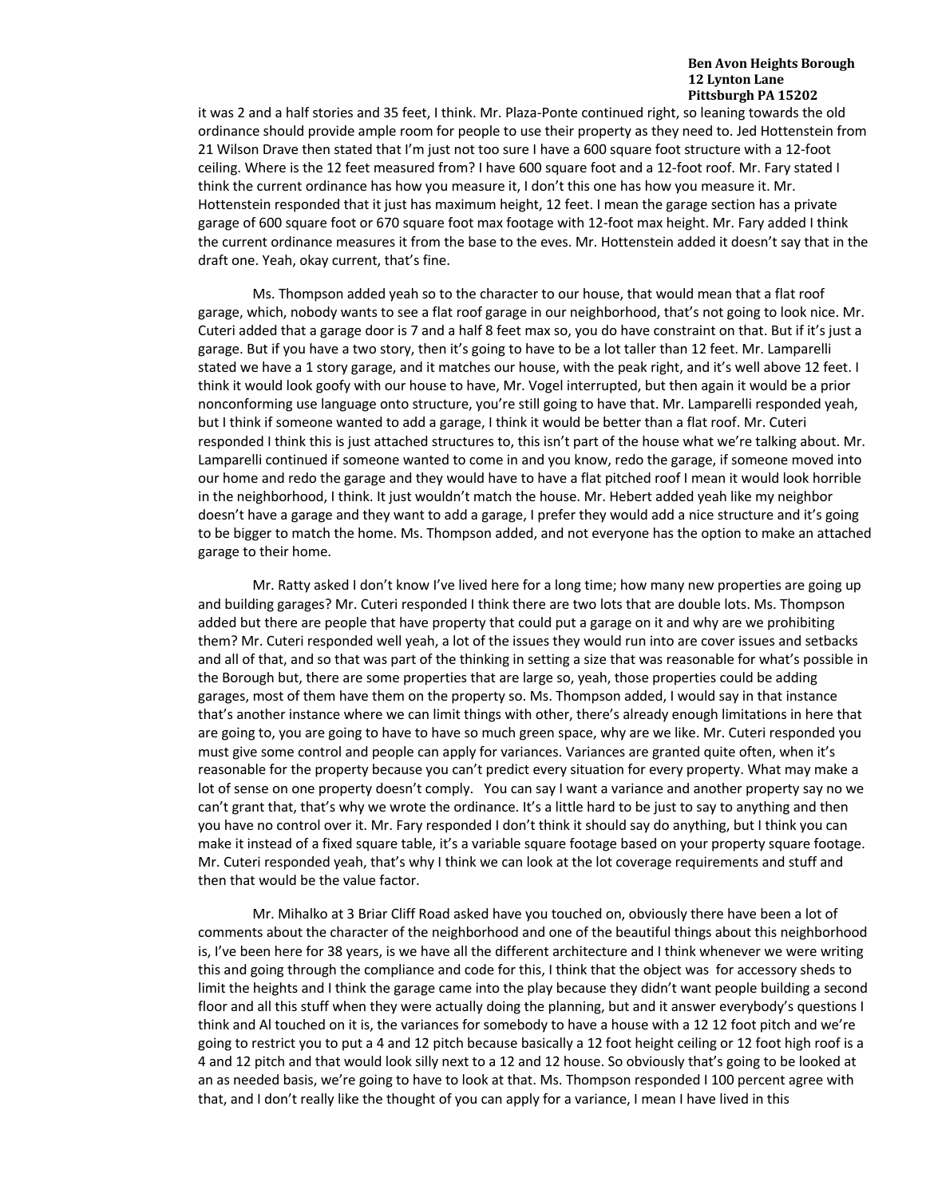it was 2 and a half stories and 35 feet, I think. Mr. Plaza-Ponte continued right, so leaning towards the old ordinance should provide ample room for people to use their property as they need to. Jed Hottenstein from 21 Wilson Drave then stated that I'm just not too sure I have a 600 square foot structure with a 12-foot ceiling. Where is the 12 feet measured from? I have 600 square foot and a 12-foot roof. Mr. Fary stated I think the current ordinance has how you measure it, I don't this one has how you measure it. Mr. Hottenstein responded that it just has maximum height, 12 feet. I mean the garage section has a private garage of 600 square foot or 670 square foot max footage with 12-foot max height. Mr. Fary added I think the current ordinance measures it from the base to the eves. Mr. Hottenstein added it doesn't say that in the draft one. Yeah, okay current, that's fine.

Ms. Thompson added yeah so to the character to our house, that would mean that a flat roof garage, which, nobody wants to see a flat roof garage in our neighborhood, that's not going to look nice. Mr. Cuteri added that a garage door is 7 and a half 8 feet max so, you do have constraint on that. But if it's just a garage. But if you have a two story, then it's going to have to be a lot taller than 12 feet. Mr. Lamparelli stated we have a 1 story garage, and it matches our house, with the peak right, and it's well above 12 feet. I think it would look goofy with our house to have, Mr. Vogel interrupted, but then again it would be a prior nonconforming use language onto structure, you're still going to have that. Mr. Lamparelli responded yeah, but I think if someone wanted to add a garage, I think it would be better than a flat roof. Mr. Cuteri responded I think this is just attached structures to, this isn't part of the house what we're talking about. Mr. Lamparelli continued if someone wanted to come in and you know, redo the garage, if someone moved into our home and redo the garage and they would have to have a flat pitched roof I mean it would look horrible in the neighborhood, I think. It just wouldn't match the house. Mr. Hebert added yeah like my neighbor doesn't have a garage and they want to add a garage, I prefer they would add a nice structure and it's going to be bigger to match the home. Ms. Thompson added, and not everyone has the option to make an attached garage to their home.

Mr. Ratty asked I don't know I've lived here for a long time; how many new properties are going up and building garages? Mr. Cuteri responded I think there are two lots that are double lots. Ms. Thompson added but there are people that have property that could put a garage on it and why are we prohibiting them? Mr. Cuteri responded well yeah, a lot of the issues they would run into are cover issues and setbacks and all of that, and so that was part of the thinking in setting a size that was reasonable for what's possible in the Borough but, there are some properties that are large so, yeah, those properties could be adding garages, most of them have them on the property so. Ms. Thompson added, I would say in that instance that's another instance where we can limit things with other, there's already enough limitations in here that are going to, you are going to have to have so much green space, why are we like. Mr. Cuteri responded you must give some control and people can apply for variances. Variances are granted quite often, when it's reasonable for the property because you can't predict every situation for every property. What may make a lot of sense on one property doesn't comply. You can say I want a variance and another property say no we can't grant that, that's why we wrote the ordinance. It's a little hard to be just to say to anything and then you have no control over it. Mr. Fary responded I don't think it should say do anything, but I think you can make it instead of a fixed square table, it's a variable square footage based on your property square footage. Mr. Cuteri responded yeah, that's why I think we can look at the lot coverage requirements and stuff and then that would be the value factor.

Mr. Mihalko at 3 Briar Cliff Road asked have you touched on, obviously there have been a lot of comments about the character of the neighborhood and one of the beautiful things about this neighborhood is, I've been here for 38 years, is we have all the different architecture and I think whenever we were writing this and going through the compliance and code for this, I think that the object was for accessory sheds to limit the heights and I think the garage came into the play because they didn't want people building a second floor and all this stuff when they were actually doing the planning, but and it answer everybody's questions I think and Al touched on it is, the variances for somebody to have a house with a 12 12 foot pitch and we're going to restrict you to put a 4 and 12 pitch because basically a 12 foot height ceiling or 12 foot high roof is a 4 and 12 pitch and that would look silly next to a 12 and 12 house. So obviously that's going to be looked at an as needed basis, we're going to have to look at that. Ms. Thompson responded I 100 percent agree with that, and I don't really like the thought of you can apply for a variance, I mean I have lived in this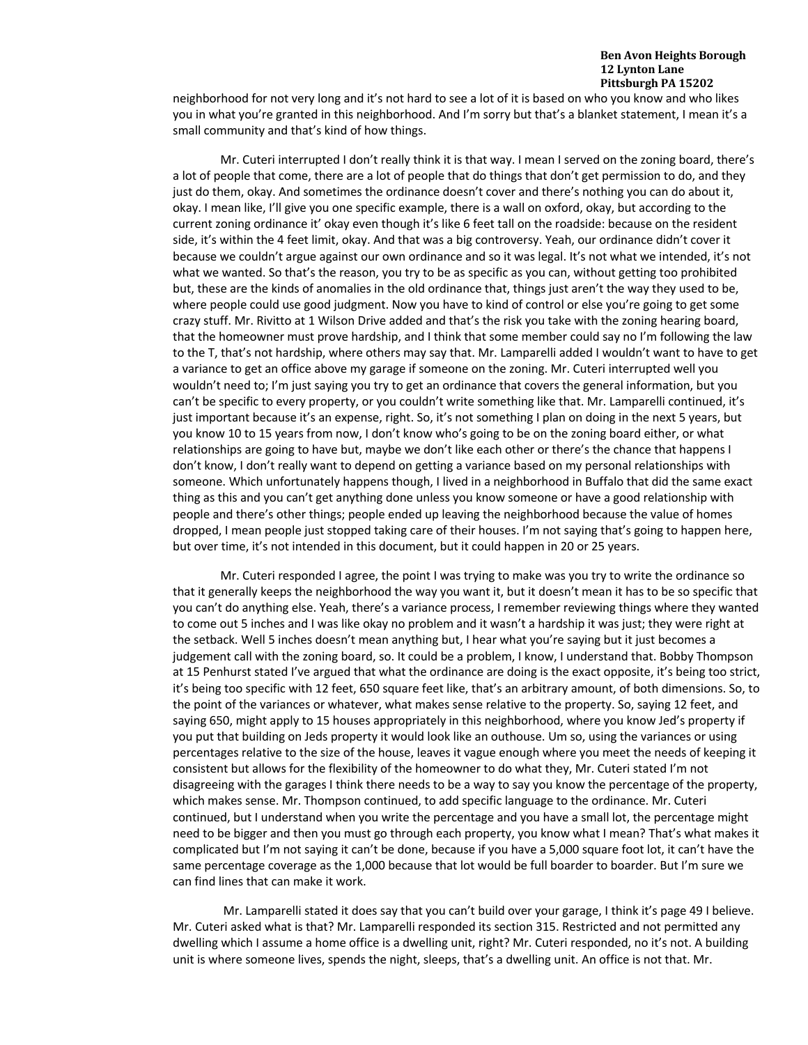neighborhood for not very long and it's not hard to see a lot of it is based on who you know and who likes you in what you're granted in this neighborhood. And I'm sorry but that's a blanket statement, I mean it's a small community and that's kind of how things.

Mr. Cuteri interrupted I don't really think it is that way. I mean I served on the zoning board, there's a lot of people that come, there are a lot of people that do things that don't get permission to do, and they just do them, okay. And sometimes the ordinance doesn't cover and there's nothing you can do about it, okay. I mean like, I'll give you one specific example, there is a wall on oxford, okay, but according to the current zoning ordinance it' okay even though it's like 6 feet tall on the roadside: because on the resident side, it's within the 4 feet limit, okay. And that was a big controversy. Yeah, our ordinance didn't cover it because we couldn't argue against our own ordinance and so it was legal. It's not what we intended, it's not what we wanted. So that's the reason, you try to be as specific as you can, without getting too prohibited but, these are the kinds of anomalies in the old ordinance that, things just aren't the way they used to be, where people could use good judgment. Now you have to kind of control or else you're going to get some crazy stuff. Mr. Rivitto at 1 Wilson Drive added and that's the risk you take with the zoning hearing board, that the homeowner must prove hardship, and I think that some member could say no I'm following the law to the T, that's not hardship, where others may say that. Mr. Lamparelli added I wouldn't want to have to get a variance to get an office above my garage if someone on the zoning. Mr. Cuteri interrupted well you wouldn't need to; I'm just saying you try to get an ordinance that covers the general information, but you can't be specific to every property, or you couldn't write something like that. Mr. Lamparelli continued, it's just important because it's an expense, right. So, it's not something I plan on doing in the next 5 years, but you know 10 to 15 years from now, I don't know who's going to be on the zoning board either, or what relationships are going to have but, maybe we don't like each other or there's the chance that happens I don't know, I don't really want to depend on getting a variance based on my personal relationships with someone. Which unfortunately happens though, I lived in a neighborhood in Buffalo that did the same exact thing as this and you can't get anything done unless you know someone or have a good relationship with people and there's other things; people ended up leaving the neighborhood because the value of homes dropped, I mean people just stopped taking care of their houses. I'm not saying that's going to happen here, but over time, it's not intended in this document, but it could happen in 20 or 25 years.

Mr. Cuteri responded I agree, the point I was trying to make was you try to write the ordinance so that it generally keeps the neighborhood the way you want it, but it doesn't mean it has to be so specific that you can't do anything else. Yeah, there's a variance process, I remember reviewing things where they wanted to come out 5 inches and I was like okay no problem and it wasn't a hardship it was just; they were right at the setback. Well 5 inches doesn't mean anything but, I hear what you're saying but it just becomes a judgement call with the zoning board, so. It could be a problem, I know, I understand that. Bobby Thompson at 15 Penhurst stated I've argued that what the ordinance are doing is the exact opposite, it's being too strict, it's being too specific with 12 feet, 650 square feet like, that's an arbitrary amount, of both dimensions. So, to the point of the variances or whatever, what makes sense relative to the property. So, saying 12 feet, and saying 650, might apply to 15 houses appropriately in this neighborhood, where you know Jed's property if you put that building on Jeds property it would look like an outhouse. Um so, using the variances or using percentages relative to the size of the house, leaves it vague enough where you meet the needs of keeping it consistent but allows for the flexibility of the homeowner to do what they, Mr. Cuteri stated I'm not disagreeing with the garages I think there needs to be a way to say you know the percentage of the property, which makes sense. Mr. Thompson continued, to add specific language to the ordinance. Mr. Cuteri continued, but I understand when you write the percentage and you have a small lot, the percentage might need to be bigger and then you must go through each property, you know what I mean? That's what makes it complicated but I'm not saying it can't be done, because if you have a 5,000 square foot lot, it can't have the same percentage coverage as the 1,000 because that lot would be full boarder to boarder. But I'm sure we can find lines that can make it work.

Mr. Lamparelli stated it does say that you can't build over your garage, I think it's page 49 I believe. Mr. Cuteri asked what is that? Mr. Lamparelli responded its section 315. Restricted and not permitted any dwelling which I assume a home office is a dwelling unit, right? Mr. Cuteri responded, no it's not. A building unit is where someone lives, spends the night, sleeps, that's a dwelling unit. An office is not that. Mr.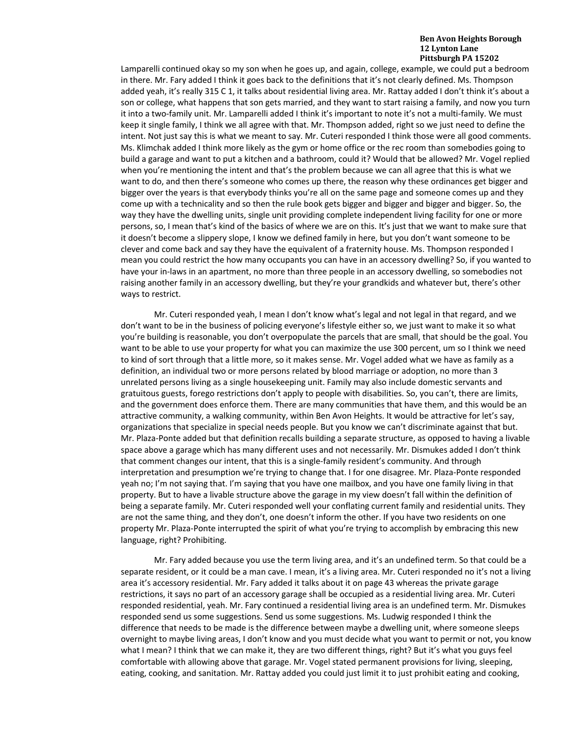Lamparelli continued okay so my son when he goes up, and again, college, example, we could put a bedroom in there. Mr. Fary added I think it goes back to the definitions that it's not clearly defined. Ms. Thompson added yeah, it's really 315 C 1, it talks about residential living area. Mr. Rattay added I don't think it's about a son or college, what happens that son gets married, and they want to start raising a family, and now you turn it into a two-family unit. Mr. Lamparelli added I think it's important to note it's not a multi-family. We must keep it single family, I think we all agree with that. Mr. Thompson added, right so we just need to define the intent. Not just say this is what we meant to say. Mr. Cuteri responded I think those were all good comments. Ms. Klimchak added I think more likely as the gym or home office or the rec room than somebodies going to build a garage and want to put a kitchen and a bathroom, could it? Would that be allowed? Mr. Vogel replied when you're mentioning the intent and that's the problem because we can all agree that this is what we want to do, and then there's someone who comes up there, the reason why these ordinances get bigger and bigger over the years is that everybody thinks you're all on the same page and someone comes up and they come up with a technicality and so then the rule book gets bigger and bigger and bigger and bigger. So, the way they have the dwelling units, single unit providing complete independent living facility for one or more persons, so, I mean that's kind of the basics of where we are on this. It's just that we want to make sure that it doesn't become a slippery slope, I know we defined family in here, but you don't want someone to be clever and come back and say they have the equivalent of a fraternity house. Ms. Thompson responded I mean you could restrict the how many occupants you can have in an accessory dwelling? So, if you wanted to have your in-laws in an apartment, no more than three people in an accessory dwelling, so somebodies not raising another family in an accessory dwelling, but they're your grandkids and whatever but, there's other ways to restrict.

Mr. Cuteri responded yeah, I mean I don't know what's legal and not legal in that regard, and we don't want to be in the business of policing everyone's lifestyle either so, we just want to make it so what you're building is reasonable, you don't overpopulate the parcels that are small, that should be the goal. You want to be able to use your property for what you can maximize the use 300 percent, um so I think we need to kind of sort through that a little more, so it makes sense. Mr. Vogel added what we have as family as a definition, an individual two or more persons related by blood marriage or adoption, no more than 3 unrelated persons living as a single housekeeping unit. Family may also include domestic servants and gratuitous guests, forego restrictions don't apply to people with disabilities. So, you can't, there are limits, and the government does enforce them. There are many communities that have them, and this would be an attractive community, a walking community, within Ben Avon Heights. It would be attractive for let's say, organizations that specialize in special needs people. But you know we can't discriminate against that but. Mr. Plaza-Ponte added but that definition recalls building a separate structure, as opposed to having a livable space above a garage which has many different uses and not necessarily. Mr. Dismukes added I don't think that comment changes our intent, that this is a single-family resident's community. And through interpretation and presumption we're trying to change that. I for one disagree. Mr. Plaza-Ponte responded yeah no; I'm not saying that. I'm saying that you have one mailbox, and you have one family living in that property. But to have a livable structure above the garage in my view doesn't fall within the definition of being a separate family. Mr. Cuteri responded well your conflating current family and residential units. They are not the same thing, and they don't, one doesn't inform the other. If you have two residents on one property Mr. Plaza-Ponte interrupted the spirit of what you're trying to accomplish by embracing this new language, right? Prohibiting.

Mr. Fary added because you use the term living area, and it's an undefined term. So that could be a separate resident, or it could be a man cave. I mean, it's a living area. Mr. Cuteri responded no it's not a living area it's accessory residential. Mr. Fary added it talks about it on page 43 whereas the private garage restrictions, it says no part of an accessory garage shall be occupied as a residential living area. Mr. Cuteri responded residential, yeah. Mr. Fary continued a residential living area is an undefined term. Mr. Dismukes responded send us some suggestions. Send us some suggestions. Ms. Ludwig responded I think the difference that needs to be made is the difference between maybe a dwelling unit, where someone sleeps overnight to maybe living areas, I don't know and you must decide what you want to permit or not, you know what I mean? I think that we can make it, they are two different things, right? But it's what you guys feel comfortable with allowing above that garage. Mr. Vogel stated permanent provisions for living, sleeping, eating, cooking, and sanitation. Mr. Rattay added you could just limit it to just prohibit eating and cooking,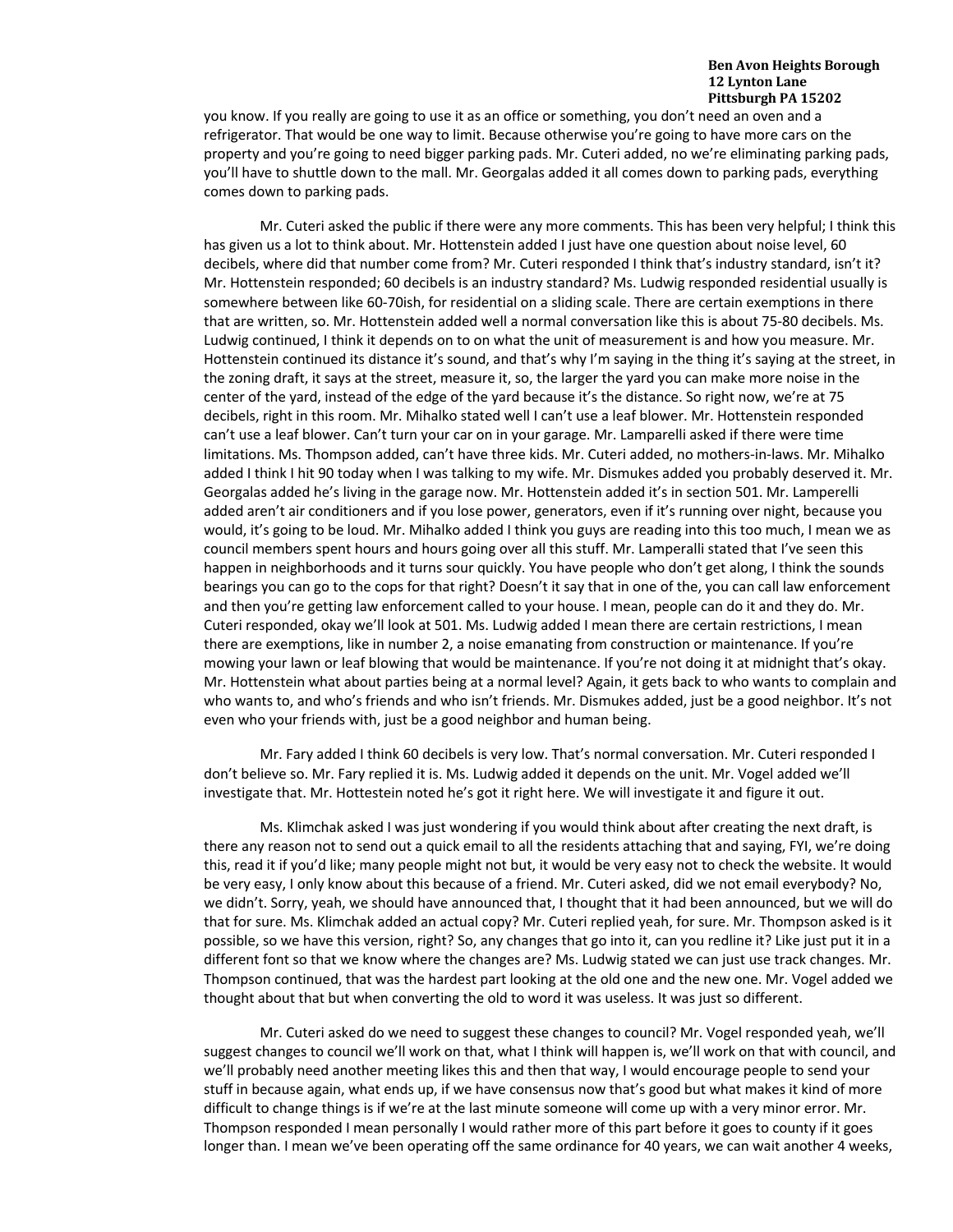you know. If you really are going to use it as an office or something, you don't need an oven and a refrigerator. That would be one way to limit. Because otherwise you're going to have more cars on the property and you're going to need bigger parking pads. Mr. Cuteri added, no we're eliminating parking pads, you'll have to shuttle down to the mall. Mr. Georgalas added it all comes down to parking pads, everything comes down to parking pads.

Mr. Cuteri asked the public if there were any more comments. This has been very helpful; I think this has given us a lot to think about. Mr. Hottenstein added I just have one question about noise level, 60 decibels, where did that number come from? Mr. Cuteri responded I think that's industry standard, isn't it? Mr. Hottenstein responded; 60 decibels is an industry standard? Ms. Ludwig responded residential usually is somewhere between like 60-70ish, for residential on a sliding scale. There are certain exemptions in there that are written, so. Mr. Hottenstein added well a normal conversation like this is about 75-80 decibels. Ms. Ludwig continued, I think it depends on to on what the unit of measurement is and how you measure. Mr. Hottenstein continued its distance it's sound, and that's why I'm saying in the thing it's saying at the street, in the zoning draft, it says at the street, measure it, so, the larger the yard you can make more noise in the center of the yard, instead of the edge of the yard because it's the distance. So right now, we're at 75 decibels, right in this room. Mr. Mihalko stated well I can't use a leaf blower. Mr. Hottenstein responded can't use a leaf blower. Can't turn your car on in your garage. Mr. Lamparelli asked if there were time limitations. Ms. Thompson added, can't have three kids. Mr. Cuteri added, no mothers-in-laws. Mr. Mihalko added I think I hit 90 today when I was talking to my wife. Mr. Dismukes added you probably deserved it. Mr. Georgalas added he's living in the garage now. Mr. Hottenstein added it's in section 501. Mr. Lamperelli added aren't air conditioners and if you lose power, generators, even if it's running over night, because you would, it's going to be loud. Mr. Mihalko added I think you guys are reading into this too much, I mean we as council members spent hours and hours going over all this stuff. Mr. Lamperalli stated that I've seen this happen in neighborhoods and it turns sour quickly. You have people who don't get along, I think the sounds bearings you can go to the cops for that right? Doesn't it say that in one of the, you can call law enforcement and then you're getting law enforcement called to your house. I mean, people can do it and they do. Mr. Cuteri responded, okay we'll look at 501. Ms. Ludwig added I mean there are certain restrictions, I mean there are exemptions, like in number 2, a noise emanating from construction or maintenance. If you're mowing your lawn or leaf blowing that would be maintenance. If you're not doing it at midnight that's okay. Mr. Hottenstein what about parties being at a normal level? Again, it gets back to who wants to complain and who wants to, and who's friends and who isn't friends. Mr. Dismukes added, just be a good neighbor. It's not even who your friends with, just be a good neighbor and human being.

Mr. Fary added I think 60 decibels is very low. That's normal conversation. Mr. Cuteri responded I don't believe so. Mr. Fary replied it is. Ms. Ludwig added it depends on the unit. Mr. Vogel added we'll investigate that. Mr. Hottestein noted he's got it right here. We will investigate it and figure it out.

Ms. Klimchak asked I was just wondering if you would think about after creating the next draft, is there any reason not to send out a quick email to all the residents attaching that and saying, FYI, we're doing this, read it if you'd like; many people might not but, it would be very easy not to check the website. It would be very easy, I only know about this because of a friend. Mr. Cuteri asked, did we not email everybody? No, we didn't. Sorry, yeah, we should have announced that, I thought that it had been announced, but we will do that for sure. Ms. Klimchak added an actual copy? Mr. Cuteri replied yeah, for sure. Mr. Thompson asked is it possible, so we have this version, right? So, any changes that go into it, can you redline it? Like just put it in a different font so that we know where the changes are? Ms. Ludwig stated we can just use track changes. Mr. Thompson continued, that was the hardest part looking at the old one and the new one. Mr. Vogel added we thought about that but when converting the old to word it was useless. It was just so different.

Mr. Cuteri asked do we need to suggest these changes to council? Mr. Vogel responded yeah, we'll suggest changes to council we'll work on that, what I think will happen is, we'll work on that with council, and we'll probably need another meeting likes this and then that way, I would encourage people to send your stuff in because again, what ends up, if we have consensus now that's good but what makes it kind of more difficult to change things is if we're at the last minute someone will come up with a very minor error. Mr. Thompson responded I mean personally I would rather more of this part before it goes to county if it goes longer than. I mean we've been operating off the same ordinance for 40 years, we can wait another 4 weeks,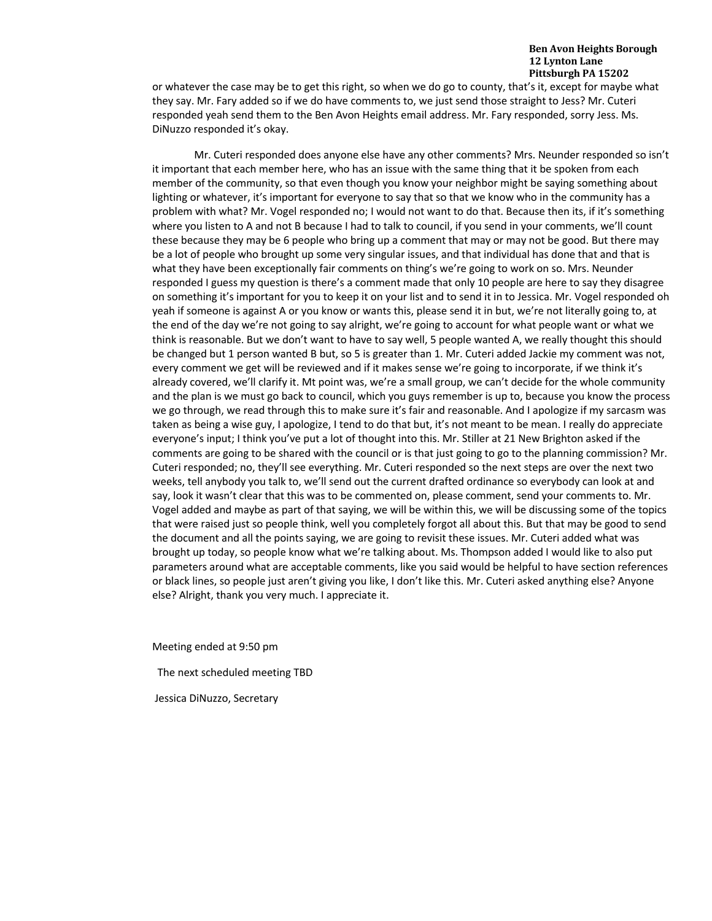or whatever the case may be to get this right, so when we do go to county, that's it, except for maybe what they say. Mr. Fary added so if we do have comments to, we just send those straight to Jess? Mr. Cuteri responded yeah send them to the Ben Avon Heights email address. Mr. Fary responded, sorry Jess. Ms. DiNuzzo responded it's okay.

Mr. Cuteri responded does anyone else have any other comments? Mrs. Neunder responded so isn't it important that each member here, who has an issue with the same thing that it be spoken from each member of the community, so that even though you know your neighbor might be saying something about lighting or whatever, it's important for everyone to say that so that we know who in the community has a problem with what? Mr. Vogel responded no; I would not want to do that. Because then its, if it's something where you listen to A and not B because I had to talk to council, if you send in your comments, we'll count these because they may be 6 people who bring up a comment that may or may not be good. But there may be a lot of people who brought up some very singular issues, and that individual has done that and that is what they have been exceptionally fair comments on thing's we're going to work on so. Mrs. Neunder responded I guess my question is there's a comment made that only 10 people are here to say they disagree on something it's important for you to keep it on your list and to send it in to Jessica. Mr. Vogel responded oh yeah if someone is against A or you know or wants this, please send it in but, we're not literally going to, at the end of the day we're not going to say alright, we're going to account for what people want or what we think is reasonable. But we don't want to have to say well, 5 people wanted A, we really thought this should be changed but 1 person wanted B but, so 5 is greater than 1. Mr. Cuteri added Jackie my comment was not, every comment we get will be reviewed and if it makes sense we're going to incorporate, if we think it's already covered, we'll clarify it. Mt point was, we're a small group, we can't decide for the whole community and the plan is we must go back to council, which you guys remember is up to, because you know the process we go through, we read through this to make sure it's fair and reasonable. And I apologize if my sarcasm was taken as being a wise guy, I apologize, I tend to do that but, it's not meant to be mean. I really do appreciate everyone's input; I think you've put a lot of thought into this. Mr. Stiller at 21 New Brighton asked if the comments are going to be shared with the council or is that just going to go to the planning commission? Mr. Cuteri responded; no, they'll see everything. Mr. Cuteri responded so the next steps are over the next two weeks, tell anybody you talk to, we'll send out the current drafted ordinance so everybody can look at and say, look it wasn't clear that this was to be commented on, please comment, send your comments to. Mr. Vogel added and maybe as part of that saying, we will be within this, we will be discussing some of the topics that were raised just so people think, well you completely forgot all about this. But that may be good to send the document and all the points saying, we are going to revisit these issues. Mr. Cuteri added what was brought up today, so people know what we're talking about. Ms. Thompson added I would like to also put parameters around what are acceptable comments, like you said would be helpful to have section references or black lines, so people just aren't giving you like, I don't like this. Mr. Cuteri asked anything else? Anyone else? Alright, thank you very much. I appreciate it.

Meeting ended at 9:50 pm

The next scheduled meeting TBD

Jessica DiNuzzo, Secretary